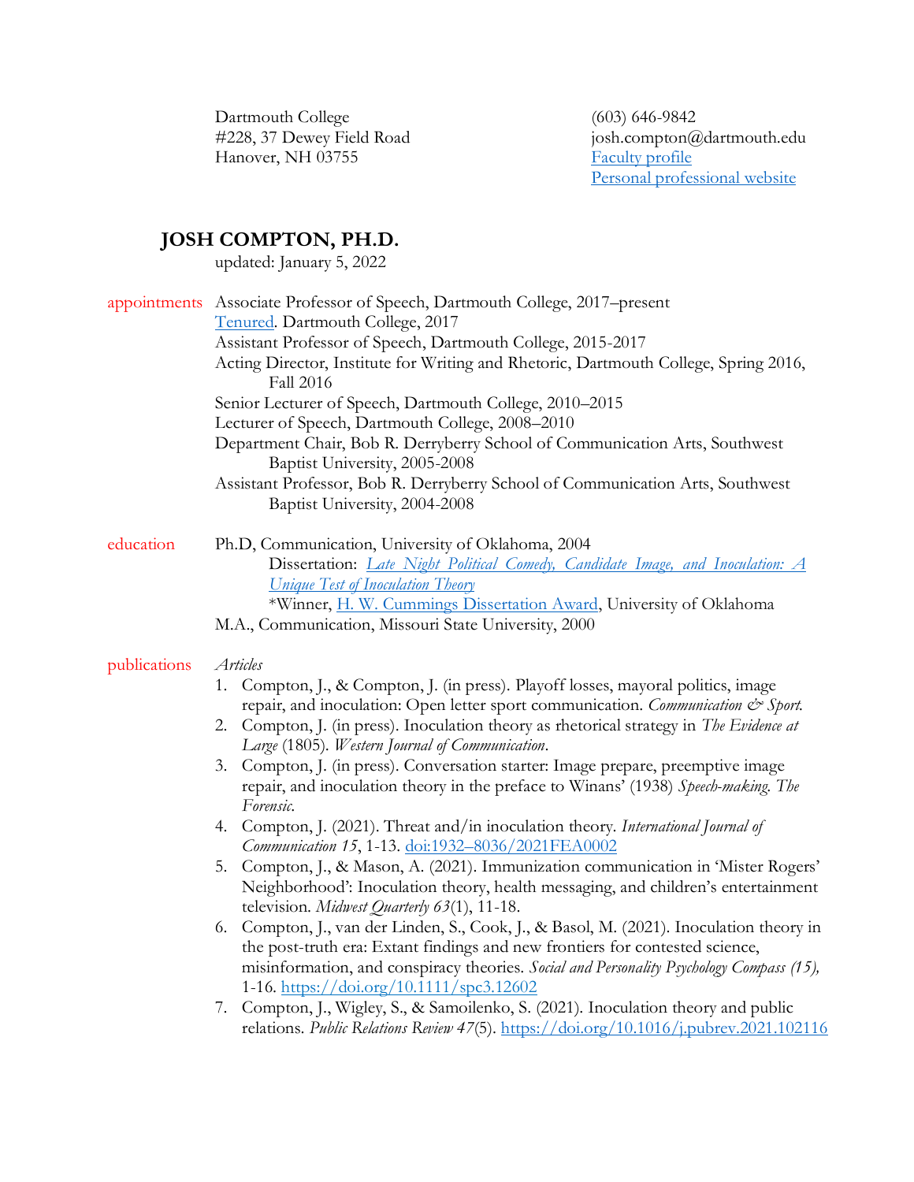Dartmouth College
#228, 37 Dewey Field Road
Hanover, NH 03755

(603) 646-9842
josh.compton@dartmouth.edu
[Faculty profile]
[Personal professional website]

# JOSH COMPTON, PH.D.

updated: January 5, 2022

## appointments

Associate Professor of Speech, Dartmouth College, 2017–present
Tenured. Dartmouth College, 2017
Assistant Professor of Speech, Dartmouth College, 2015-2017
Acting Director, Institute for Writing and Rhetoric, Dartmouth College, Spring 2016, Fall 2016
Senior Lecturer of Speech, Dartmouth College, 2010–2015
Lecturer of Speech, Dartmouth College, 2008–2010
Department Chair, Bob R. Derryberry School of Communication Arts, Southwest Baptist University, 2005-2008
Assistant Professor, Bob R. Derryberry School of Communication Arts, Southwest Baptist University, 2004-2008

## education

Ph.D, Communication, University of Oklahoma, 2004
Dissertation: *Late Night Political Comedy, Candidate Image, and Inoculation: A Unique Test of Inoculation Theory*
*Winner, H. W. Cummings Dissertation Award, University of Oklahoma
M.A., Communication, Missouri State University, 2000

## publications

*Articles*

1. Compton, J., & Compton, J. (in press). Playoff losses, mayoral politics, image repair, and inoculation: Open letter sport communication. *Communication & Sport.*
2. Compton, J. (in press). Inoculation theory as rhetorical strategy in *The Evidence at Large* (1805). *Western Journal of Communication*.
3. Compton, J. (in press). Conversation starter: Image prepare, preemptive image repair, and inoculation theory in the preface to Winans' (1938) *Speech-making. The Forensic.*
4. Compton, J. (2021). Threat and/in inoculation theory. *International Journal of Communication 15*, 1-13. doi:1932–8036/2021FEA0002
5. Compton, J., & Mason, A. (2021). Immunization communication in 'Mister Rogers' Neighborhood': Inoculation theory, health messaging, and children's entertainment television. *Midwest Quarterly 63*(1), 11-18.
6. Compton, J., van der Linden, S., Cook, J., & Basol, M. (2021). Inoculation theory in the post-truth era: Extant findings and new frontiers for contested science, misinformation, and conspiracy theories. *Social and Personality Psychology Compass (15),* 1-16. https://doi.org/10.1111/spc3.12602
7. Compton, J., Wigley, S., & Samoilenko, S. (2021). Inoculation theory and public relations. *Public Relations Review 47*(5). https://doi.org/10.1016/j.pubrev.2021.102116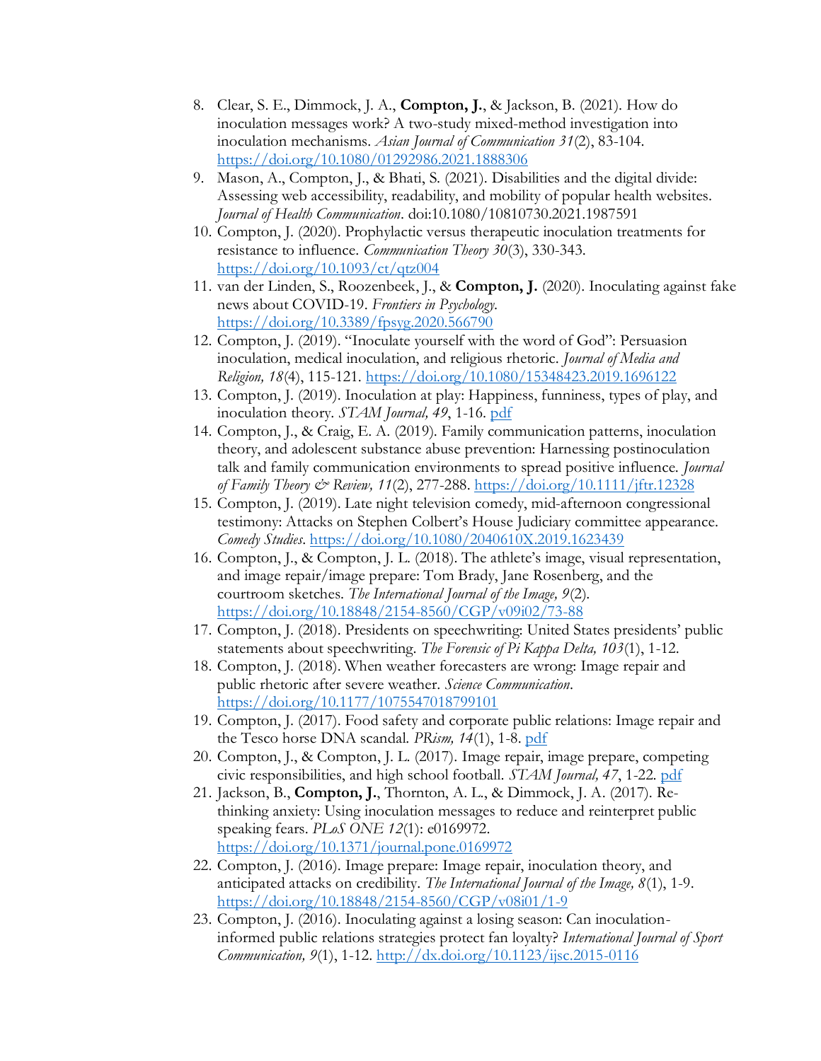8. Clear, S. E., Dimmock, J. A., **Compton, J.**, & Jackson, B. (2021). How do inoculation messages work? A two-study mixed-method investigation into inoculation mechanisms. *Asian Journal of Communication 31*(2), 83-104. https://doi.org/10.1080/01292986.2021.1888306
9. Mason, A., Compton, J., & Bhati, S. (2021). Disabilities and the digital divide: Assessing web accessibility, readability, and mobility of popular health websites. *Journal of Health Communication*. doi:10.1080/10810730.2021.1987591
10. Compton, J. (2020). Prophylactic versus therapeutic inoculation treatments for resistance to influence. *Communication Theory 30*(3), 330-343. https://doi.org/10.1093/ct/qtz004
11. van der Linden, S., Roozenbeek, J., & **Compton, J.** (2020). Inoculating against fake news about COVID-19. *Frontiers in Psychology*. https://doi.org/10.3389/fpsyg.2020.566790
12. Compton, J. (2019). "Inoculate yourself with the word of God": Persuasion inoculation, medical inoculation, and religious rhetoric. *Journal of Media and Religion, 18*(4), 115-121. https://doi.org/10.1080/15348423.2019.1696122
13. Compton, J. (2019). Inoculation at play: Happiness, funniness, types of play, and inoculation theory. *STAM Journal, 49*, 1-16. pdf
14. Compton, J., & Craig, E. A. (2019). Family communication patterns, inoculation theory, and adolescent substance abuse prevention: Harnessing postinoculation talk and family communication environments to spread positive influence. *Journal of Family Theory & Review, 11*(2), 277-288. https://doi.org/10.1111/jftr.12328
15. Compton, J. (2019). Late night television comedy, mid-afternoon congressional testimony: Attacks on Stephen Colbert's House Judiciary committee appearance. *Comedy Studies*. https://doi.org/10.1080/2040610X.2019.1623439
16. Compton, J., & Compton, J. L. (2018). The athlete's image, visual representation, and image repair/image prepare: Tom Brady, Jane Rosenberg, and the courtroom sketches. *The International Journal of the Image, 9*(2). https://doi.org/10.18848/2154-8560/CGP/v09i02/73-88
17. Compton, J. (2018). Presidents on speechwriting: United States presidents' public statements about speechwriting. *The Forensic of Pi Kappa Delta, 103*(1), 1-12.
18. Compton, J. (2018). When weather forecasters are wrong: Image repair and public rhetoric after severe weather. *Science Communication*. https://doi.org/10.1177/1075547018799101
19. Compton, J. (2017). Food safety and corporate public relations: Image repair and the Tesco horse DNA scandal. *PRism, 14*(1), 1-8. pdf
20. Compton, J., & Compton, J. L. (2017). Image repair, image prepare, competing civic responsibilities, and high school football. *STAM Journal, 47*, 1-22. pdf
21. Jackson, B., **Compton, J.**, Thornton, A. L., & Dimmock, J. A. (2017). Re-thinking anxiety: Using inoculation messages to reduce and reinterpret public speaking fears. *PLoS ONE 12*(1): e0169972. https://doi.org/10.1371/journal.pone.0169972
22. Compton, J. (2016). Image prepare: Image repair, inoculation theory, and anticipated attacks on credibility. *The International Journal of the Image, 8*(1), 1-9. https://doi.org/10.18848/2154-8560/CGP/v08i01/1-9
23. Compton, J. (2016). Inoculating against a losing season: Can inoculation-informed public relations strategies protect fan loyalty? *International Journal of Sport Communication, 9*(1), 1-12. http://dx.doi.org/10.1123/ijsc.2015-0116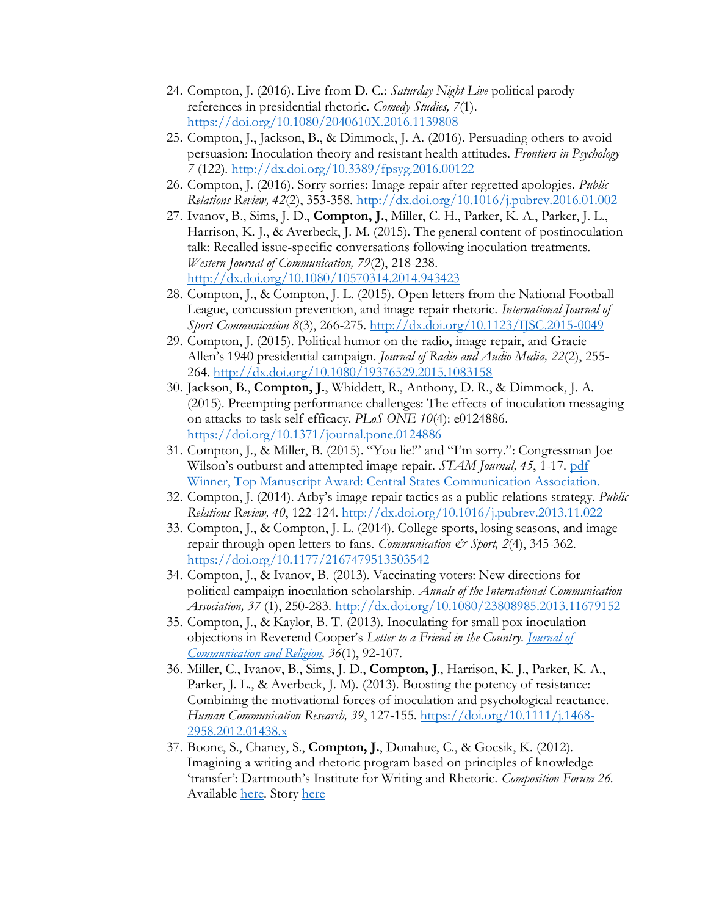24. Compton, J. (2016). Live from D. C.: *Saturday Night Live* political parody references in presidential rhetoric. *Comedy Studies, 7*(1). https://doi.org/10.1080/2040610X.2016.1139808
25. Compton, J., Jackson, B., & Dimmock, J. A. (2016). Persuading others to avoid persuasion: Inoculation theory and resistant health attitudes. *Frontiers in Psychology 7* (122). http://dx.doi.org/10.3389/fpsyg.2016.00122
26. Compton, J. (2016). Sorry sorries: Image repair after regretted apologies. *Public Relations Review, 42*(2), 353-358. http://dx.doi.org/10.1016/j.pubrev.2016.01.002
27. Ivanov, B., Sims, J. D., **Compton, J.**, Miller, C. H., Parker, K. A., Parker, J. L., Harrison, K. J., & Averbeck, J. M. (2015). The general content of postinoculation talk: Recalled issue-specific conversations following inoculation treatments. *Western Journal of Communication, 79*(2), 218-238. http://dx.doi.org/10.1080/10570314.2014.943423
28. Compton, J., & Compton, J. L. (2015). Open letters from the National Football League, concussion prevention, and image repair rhetoric. *International Journal of Sport Communication 8*(3), 266-275. http://dx.doi.org/10.1123/IJSC.2015-0049
29. Compton, J. (2015). Political humor on the radio, image repair, and Gracie Allen's 1940 presidential campaign. *Journal of Radio and Audio Media, 22*(2), 255-264. http://dx.doi.org/10.1080/19376529.2015.1083158
30. Jackson, B., **Compton, J.**, Whiddett, R., Anthony, D. R., & Dimmock, J. A. (2015). Preempting performance challenges: The effects of inoculation messaging on attacks to task self-efficacy. *PLoS ONE 10*(4): e0124886. https://doi.org/10.1371/journal.pone.0124886
31. Compton, J., & Miller, B. (2015). "You lie!" and "I'm sorry.": Congressman Joe Wilson's outburst and attempted image repair. *STAM Journal, 45*, 1-17. pdf Winner, Top Manuscript Award: Central States Communication Association.
32. Compton, J. (2014). Arby's image repair tactics as a public relations strategy. *Public Relations Review, 40*, 122-124. http://dx.doi.org/10.1016/j.pubrev.2013.11.022
33. Compton, J., & Compton, J. L. (2014). College sports, losing seasons, and image repair through open letters to fans. *Communication & Sport, 2*(4), 345-362. https://doi.org/10.1177/2167479513503542
34. Compton, J., & Ivanov, B. (2013). Vaccinating voters: New directions for political campaign inoculation scholarship. *Annals of the International Communication Association, 37* (1), 250-283. http://dx.doi.org/10.1080/23808985.2013.11679152
35. Compton, J., & Kaylor, B. T. (2013). Inoculating for small pox inoculation objections in Reverend Cooper's *Letter to a Friend in the Country*. *Journal of Communication and Religion, 36*(1), 92-107.
36. Miller, C., Ivanov, B., Sims, J. D., **Compton, J.**, Harrison, K. J., Parker, K. A., Parker, J. L., & Averbeck, J. M). (2013). Boosting the potency of resistance: Combining the motivational forces of inoculation and psychological reactance. *Human Communication Research, 39*, 127-155. https://doi.org/10.1111/j.1468-2958.2012.01438.x
37. Boone, S., Chaney, S., **Compton, J.**, Donahue, C., & Gocsik, K. (2012). Imagining a writing and rhetoric program based on principles of knowledge 'transfer': Dartmouth's Institute for Writing and Rhetoric. *Composition Forum 26*. Available here. Story here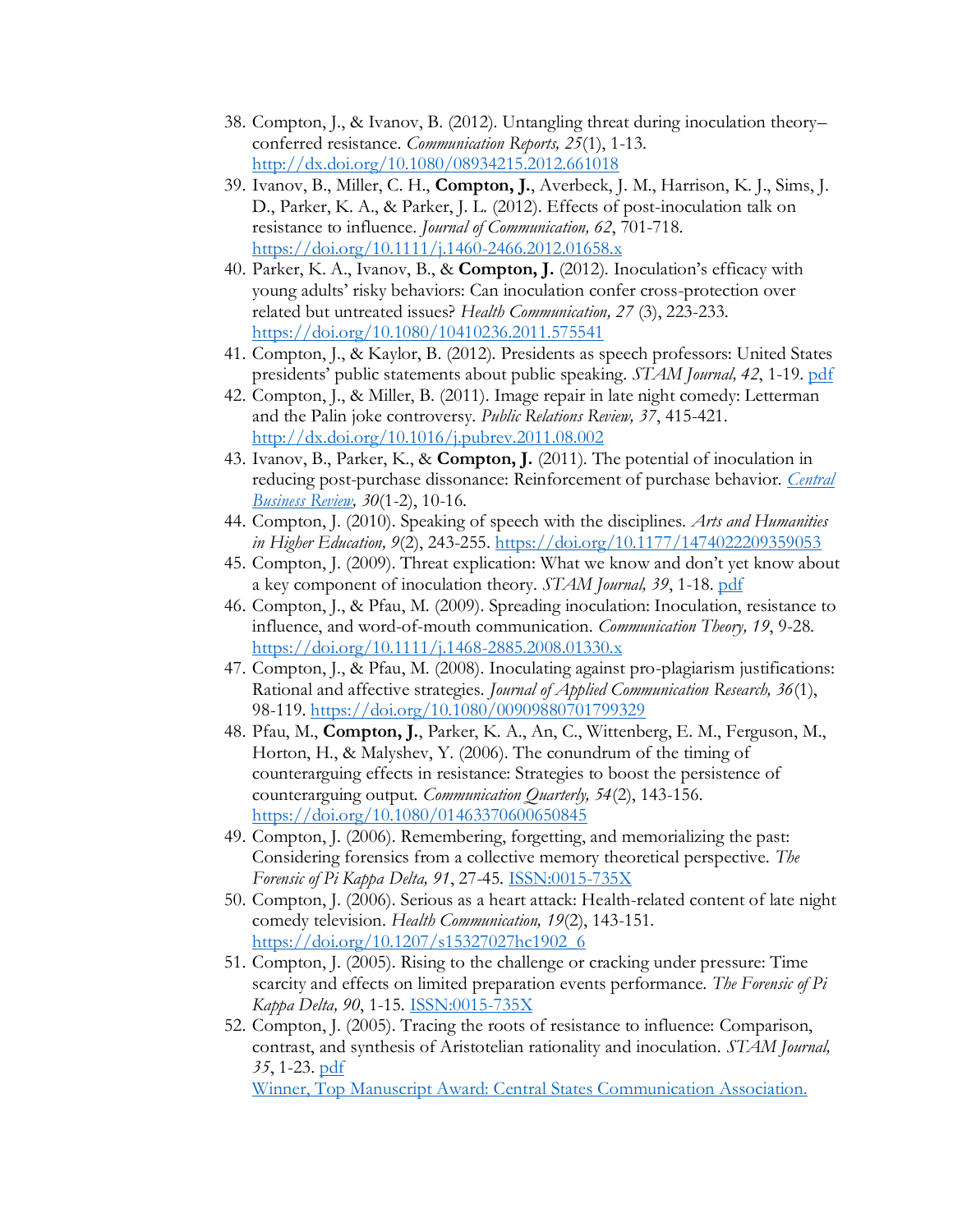38. Compton, J., & Ivanov, B. (2012). Untangling threat during inoculation theory–conferred resistance. *Communication Reports, 25*(1), 1-13. [http://dx.doi.org/10.1080/08934215.2012.661018](http://dx.doi.org/10.1080/08934215.2012.661018)
39. Ivanov, B., Miller, C. H., **Compton, J.**, Averbeck, J. M., Harrison, K. J., Sims, J. D., Parker, K. A., & Parker, J. L. (2012). Effects of post-inoculation talk on resistance to influence. *Journal of Communication, 62*, 701-718. [https://doi.org/10.1111/j.1460-2466.2012.01658.x](https://doi.org/10.1111/j.1460-2466.2012.01658.x)
40. Parker, K. A., Ivanov, B., & **Compton, J.** (2012). Inoculation's efficacy with young adults' risky behaviors: Can inoculation confer cross-protection over related but untreated issues? *Health Communication, 27* (3), 223-233. [https://doi.org/10.1080/10410236.2011.575541](https://doi.org/10.1080/10410236.2011.575541)
41. Compton, J., & Kaylor, B. (2012). Presidents as speech professors: United States presidents' public statements about public speaking. *STAM Journal, 42*, 1-19. pdf
42. Compton, J., & Miller, B. (2011). Image repair in late night comedy: Letterman and the Palin joke controversy. *Public Relations Review, 37*, 415-421. [http://dx.doi.org/10.1016/j.pubrev.2011.08.002](http://dx.doi.org/10.1016/j.pubrev.2011.08.002)
43. Ivanov, B., Parker, K., & **Compton, J.** (2011). The potential of inoculation in reducing post-purchase dissonance: Reinforcement of purchase behavior. *Central Business Review, 30*(1-2), 10-16.
44. Compton, J. (2010). Speaking of speech with the disciplines. *Arts and Humanities in Higher Education, 9*(2), 243-255. [https://doi.org/10.1177/1474022209359053](https://doi.org/10.1177/1474022209359053)
45. Compton, J. (2009). Threat explication: What we know and don't yet know about a key component of inoculation theory. *STAM Journal, 39*, 1-18. pdf
46. Compton, J., & Pfau, M. (2009). Spreading inoculation: Inoculation, resistance to influence, and word-of-mouth communication. *Communication Theory, 19*, 9-28. [https://doi.org/10.1111/j.1468-2885.2008.01330.x](https://doi.org/10.1111/j.1468-2885.2008.01330.x)
47. Compton, J., & Pfau, M. (2008). Inoculating against pro-plagiarism justifications: Rational and affective strategies. *Journal of Applied Communication Research, 36*(1), 98-119. [https://doi.org/10.1080/00909880701799329](https://doi.org/10.1080/00909880701799329)
48. Pfau, M., **Compton, J.**, Parker, K. A., An, C., Wittenberg, E. M., Ferguson, M., Horton, H., & Malyshev, Y. (2006). The conundrum of the timing of counterarguing effects in resistance: Strategies to boost the persistence of counterarguing output. *Communication Quarterly, 54*(2), 143-156. [https://doi.org/10.1080/01463370600650845](https://doi.org/10.1080/01463370600650845)
49. Compton, J. (2006). Remembering, forgetting, and memorializing the past: Considering forensics from a collective memory theoretical perspective. *The Forensic of Pi Kappa Delta, 91*, 27-45. ISSN:0015-735X
50. Compton, J. (2006). Serious as a heart attack: Health-related content of late night comedy television. *Health Communication, 19*(2), 143-151. [https://doi.org/10.1207/s15327027hc1902_6](https://doi.org/10.1207/s15327027hc1902_6)
51. Compton, J. (2005). Rising to the challenge or cracking under pressure: Time scarcity and effects on limited preparation events performance. *The Forensic of Pi Kappa Delta, 90*, 1-15. ISSN:0015-735X
52. Compton, J. (2005). Tracing the roots of resistance to influence: Comparison, contrast, and synthesis of Aristotelian rationality and inoculation. *STAM Journal, 35*, 1-23. pdf
    Winner, Top Manuscript Award: Central States Communication Association.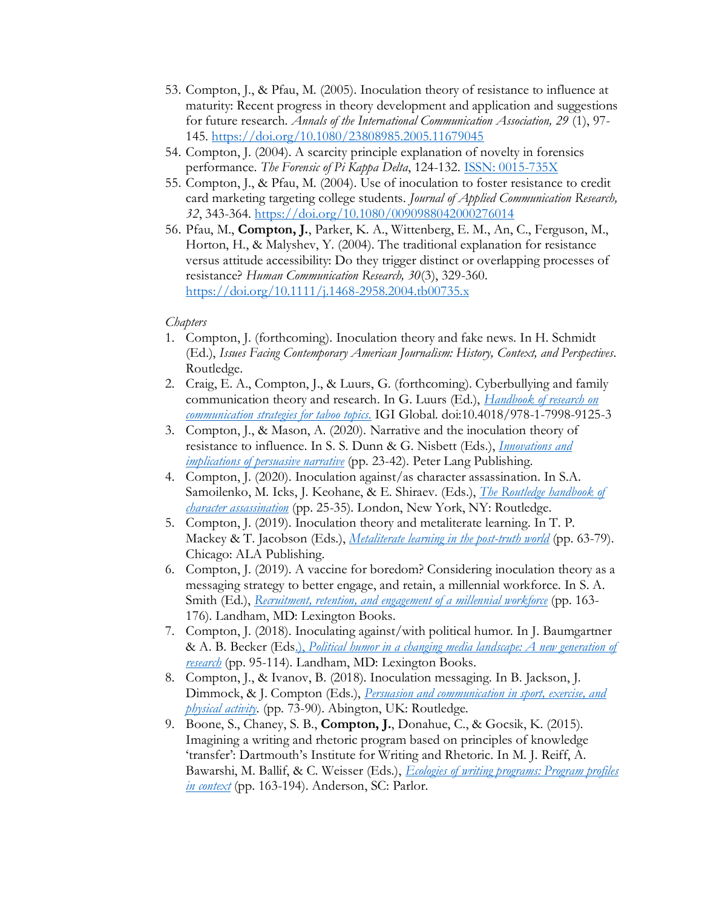53. Compton, J., & Pfau, M. (2005). Inoculation theory of resistance to influence at maturity: Recent progress in theory development and application and suggestions for future research. *Annals of the International Communication Association, 29* (1), 97-145. https://doi.org/10.1080/23808985.2005.11679045
54. Compton, J. (2004). A scarcity principle explanation of novelty in forensics performance. *The Forensic of Pi Kappa Delta*, 124-132. ISSN: 0015-735X
55. Compton, J., & Pfau, M. (2004). Use of inoculation to foster resistance to credit card marketing targeting college students. *Journal of Applied Communication Research, 32*, 343-364. https://doi.org/10.1080/0090988042000276014
56. Pfau, M., **Compton, J.**, Parker, K. A., Wittenberg, E. M., An, C., Ferguson, M., Horton, H., & Malyshev, Y. (2004). The traditional explanation for resistance versus attitude accessibility: Do they trigger distinct or overlapping processes of resistance? *Human Communication Research, 30*(3), 329-360. https://doi.org/10.1111/j.1468-2958.2004.tb00735.x

*Chapters*

1. Compton, J. (forthcoming). Inoculation theory and fake news. In H. Schmidt (Ed.), *Issues Facing Contemporary American Journalism: History, Context, and Perspectives*. Routledge.
2. Craig, E. A., Compton, J., & Luurs, G. (forthcoming). Cyberbullying and family communication theory and research. In G. Luurs (Ed.), *Handbook of research on communication strategies for taboo topics.* IGI Global. doi:10.4018/978-1-7998-9125-3
3. Compton, J., & Mason, A. (2020). Narrative and the inoculation theory of resistance to influence. In S. S. Dunn & G. Nisbett (Eds.), *Innovations and implications of persuasive narrative* (pp. 23-42). Peter Lang Publishing.
4. Compton, J. (2020). Inoculation against/as character assassination. In S.A. Samoilenko, M. Icks, J. Keohane, & E. Shiraev. (Eds.), *The Routledge handbook of character assassination* (pp. 25-35). London, New York, NY: Routledge.
5. Compton, J. (2019). Inoculation theory and metaliterate learning. In T. P. Mackey & T. Jacobson (Eds.), *Metaliterate learning in the post-truth world* (pp. 63-79). Chicago: ALA Publishing.
6. Compton, J. (2019). A vaccine for boredom? Considering inoculation theory as a messaging strategy to better engage, and retain, a millennial workforce. In S. A. Smith (Ed.), *Recruitment, retention, and engagement of a millennial workforce* (pp. 163-176). Landham, MD: Lexington Books.
7. Compton, J. (2018). Inoculating against/with political humor. In J. Baumgartner & A. B. Becker (Eds.), *Political humor in a changing media landscape: A new generation of research* (pp. 95-114). Landham, MD: Lexington Books.
8. Compton, J., & Ivanov, B. (2018). Inoculation messaging. In B. Jackson, J. Dimmock, & J. Compton (Eds.), *Persuasion and communication in sport, exercise, and physical activity*. (pp. 73-90). Abington, UK: Routledge.
9. Boone, S., Chaney, S. B., **Compton, J.**, Donahue, C., & Gocsik, K. (2015). Imagining a writing and rhetoric program based on principles of knowledge 'transfer': Dartmouth's Institute for Writing and Rhetoric. In M. J. Reiff, A. Bawarshi, M. Ballif, & C. Weisser (Eds.), *Ecologies of writing programs: Program profiles in context* (pp. 163-194). Anderson, SC: Parlor.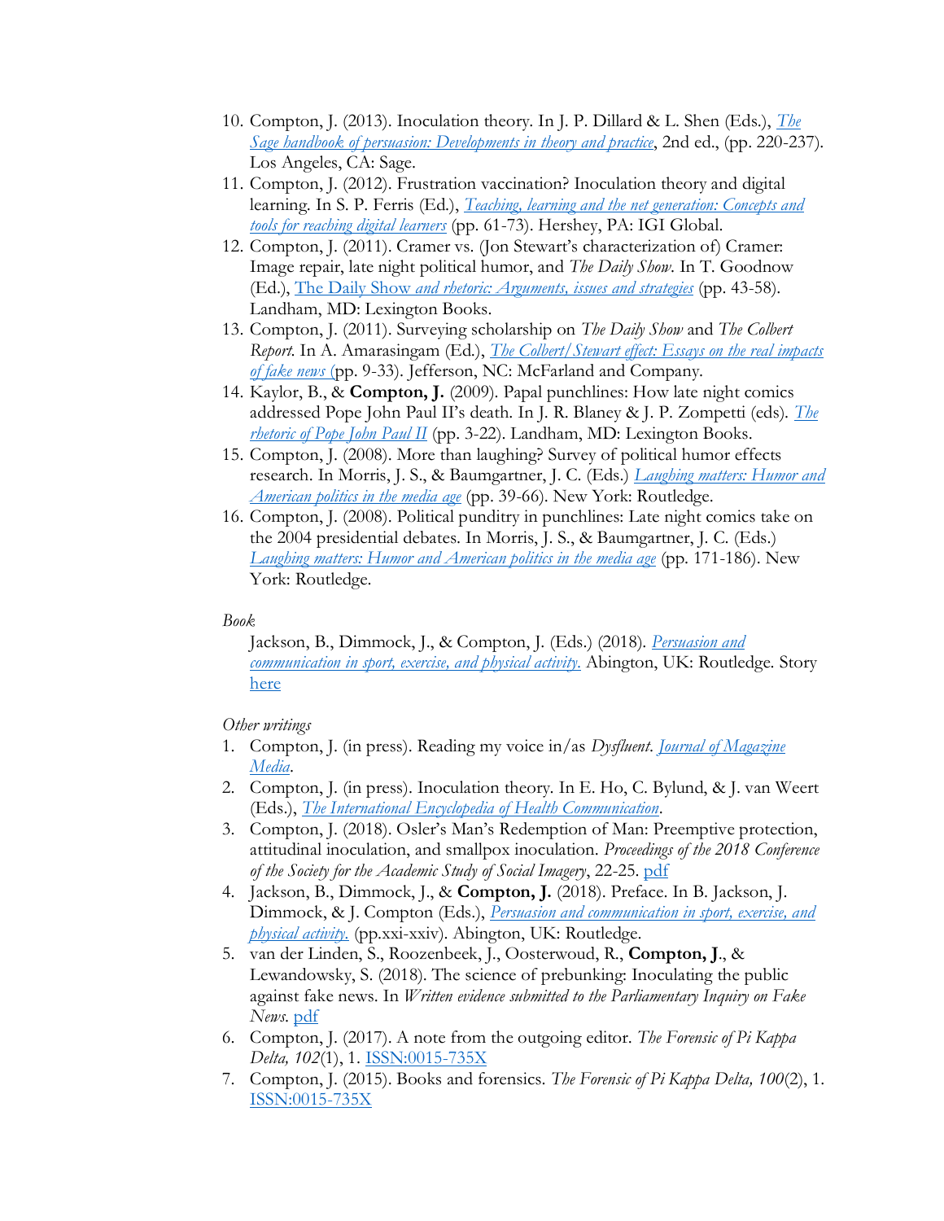10. Compton, J. (2013). Inoculation theory. In J. P. Dillard & L. Shen (Eds.), *The Sage handbook of persuasion: Developments in theory and practice*, 2nd ed., (pp. 220-237). Los Angeles, CA: Sage.
11. Compton, J. (2012). Frustration vaccination? Inoculation theory and digital learning. In S. P. Ferris (Ed.), *Teaching, learning and the net generation: Concepts and tools for reaching digital learners* (pp. 61-73). Hershey, PA: IGI Global.
12. Compton, J. (2011). Cramer vs. (Jon Stewart's characterization of) Cramer: Image repair, late night political humor, and *The Daily Show*. In T. Goodnow (Ed.), The Daily Show *and rhetoric: Arguments, issues and strategies* (pp. 43-58). Landham, MD: Lexington Books.
13. Compton, J. (2011). Surveying scholarship on *The Daily Show* and *The Colbert Report*. In A. Amarasingam (Ed.), *The Colbert/Stewart effect: Essays on the real impacts of fake news* (pp. 9-33). Jefferson, NC: McFarland and Company.
14. Kaylor, B., & **Compton, J.** (2009). Papal punchlines: How late night comics addressed Pope John Paul II's death. In J. R. Blaney & J. P. Zompetti (eds). *The rhetoric of Pope John Paul II* (pp. 3-22). Landham, MD: Lexington Books.
15. Compton, J. (2008). More than laughing? Survey of political humor effects research. In Morris, J. S., & Baumgartner, J. C. (Eds.) *Laughing matters: Humor and American politics in the media age* (pp. 39-66). New York: Routledge.
16. Compton, J. (2008). Political punditry in punchlines: Late night comics take on the 2004 presidential debates. In Morris, J. S., & Baumgartner, J. C. (Eds.) *Laughing matters: Humor and American politics in the media age* (pp. 171-186). New York: Routledge.

*Book*

Jackson, B., Dimmock, J., & Compton, J. (Eds.) (2018). *Persuasion and communication in sport, exercise, and physical activity.* Abington, UK: Routledge. Story here

*Other writings*

1. Compton, J. (in press). Reading my voice in/as *Dysfluent*. *Journal of Magazine Media*.
2. Compton, J. (in press). Inoculation theory. In E. Ho, C. Bylund, & J. van Weert (Eds.), *The International Encyclopedia of Health Communication*.
3. Compton, J. (2018). Osler's Man's Redemption of Man: Preemptive protection, attitudinal inoculation, and smallpox inoculation. *Proceedings of the 2018 Conference of the Society for the Academic Study of Social Imagery*, 22-25. pdf
4. Jackson, B., Dimmock, J., & **Compton, J.** (2018). Preface. In B. Jackson, J. Dimmock, & J. Compton (Eds.), *Persuasion and communication in sport, exercise, and physical activity.* (pp.xxi-xxiv). Abington, UK: Routledge.
5. van der Linden, S., Roozenbeek, J., Oosterwoud, R., **Compton, J**., & Lewandowsky, S. (2018). The science of prebunking: Inoculating the public against fake news. In *Written evidence submitted to the Parliamentary Inquiry on Fake News*. pdf
6. Compton, J. (2017). A note from the outgoing editor. *The Forensic of Pi Kappa Delta, 102*(1), 1. ISSN:0015-735X
7. Compton, J. (2015). Books and forensics. *The Forensic of Pi Kappa Delta, 100*(2), 1. ISSN:0015-735X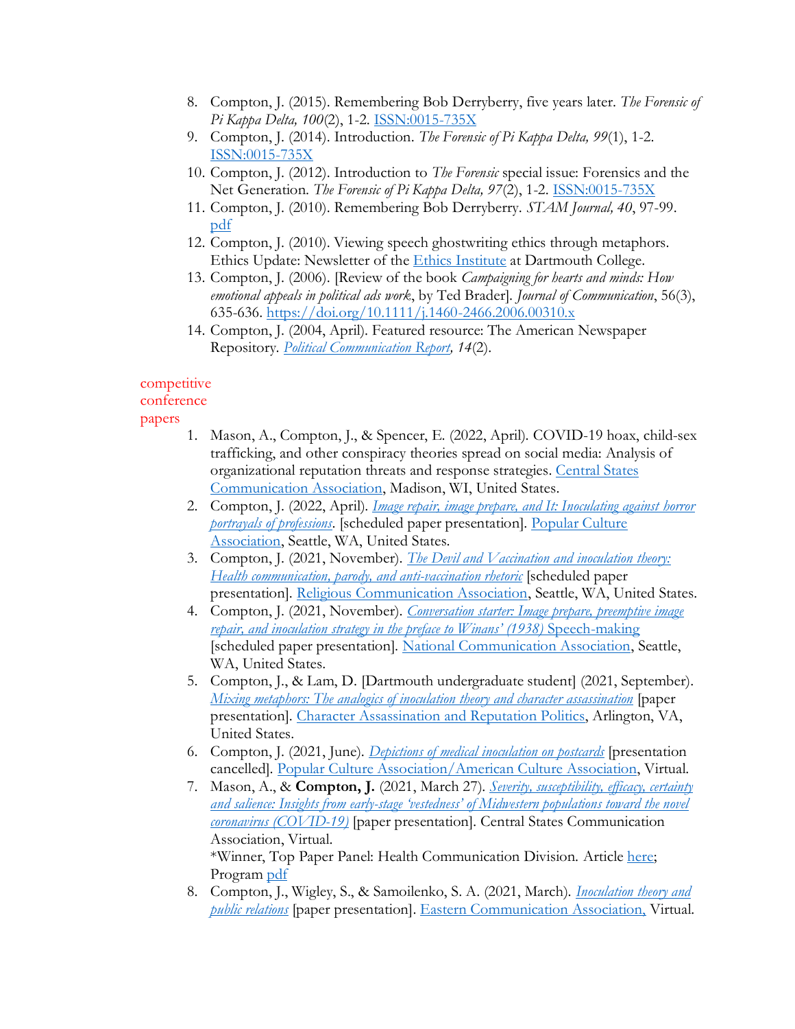8. Compton, J. (2015). Remembering Bob Derryberry, five years later. *The Forensic of Pi Kappa Delta, 100*(2), 1-2. ISSN:0015-735X
9. Compton, J. (2014). Introduction. *The Forensic of Pi Kappa Delta, 99*(1), 1-2. ISSN:0015-735X
10. Compton, J. (2012). Introduction to *The Forensic* special issue: Forensics and the Net Generation. *The Forensic of Pi Kappa Delta, 97*(2), 1-2. ISSN:0015-735X
11. Compton, J. (2010). Remembering Bob Derryberry. *STAM Journal, 40*, 97-99. pdf
12. Compton, J. (2010). Viewing speech ghostwriting ethics through metaphors. Ethics Update: Newsletter of the Ethics Institute at Dartmouth College.
13. Compton, J. (2006). [Review of the book *Campaigning for hearts and minds: How emotional appeals in political ads work*, by Ted Brader]. *Journal of Communication*, 56(3), 635-636. https://doi.org/10.1111/j.1460-2466.2006.00310.x
14. Compton, J. (2004, April). Featured resource: The American Newspaper Repository. *Political Communication Report, 14*(2).

competitive conference papers

1. Mason, A., Compton, J., & Spencer, E. (2022, April). COVID-19 hoax, child-sex trafficking, and other conspiracy theories spread on social media: Analysis of organizational reputation threats and response strategies. Central States Communication Association, Madison, WI, United States.
2. Compton, J. (2022, April). *Image repair, image prepare, and It: Inoculating against horror portrayals of professions*. [scheduled paper presentation]. Popular Culture Association, Seattle, WA, United States.
3. Compton, J. (2021, November). *The Devil and Vaccination and inoculation theory: Health communication, parody, and anti-vaccination rhetoric* [scheduled paper presentation]. Religious Communication Association, Seattle, WA, United States.
4. Compton, J. (2021, November). *Conversation starter: Image prepare, preemptive image repair, and inoculation strategy in the preface to Winans' (1938)* Speech-making [scheduled paper presentation]. National Communication Association, Seattle, WA, United States.
5. Compton, J., & Lam, D. [Dartmouth undergraduate student] (2021, September). *Mixing metaphors: The analogics of inoculation theory and character assassination* [paper presentation]. Character Assassination and Reputation Politics, Arlington, VA, United States.
6. Compton, J. (2021, June). *Depictions of medical inoculation on postcards* [presentation cancelled]. Popular Culture Association/American Culture Association, Virtual.
7. Mason, A., & **Compton, J.** (2021, March 27). *Severity, susceptibility, efficacy, certainty and salience: Insights from early-stage 'vestedness' of Midwestern populations toward the novel coronavirus (COVID-19)* [paper presentation]. Central States Communication Association, Virtual.
   *Winner, Top Paper Panel: Health Communication Division. Article here; Program pdf
8. Compton, J., Wigley, S., & Samoilenko, S. A. (2021, March). *Inoculation theory and public relations* [paper presentation]. Eastern Communication Association, Virtual.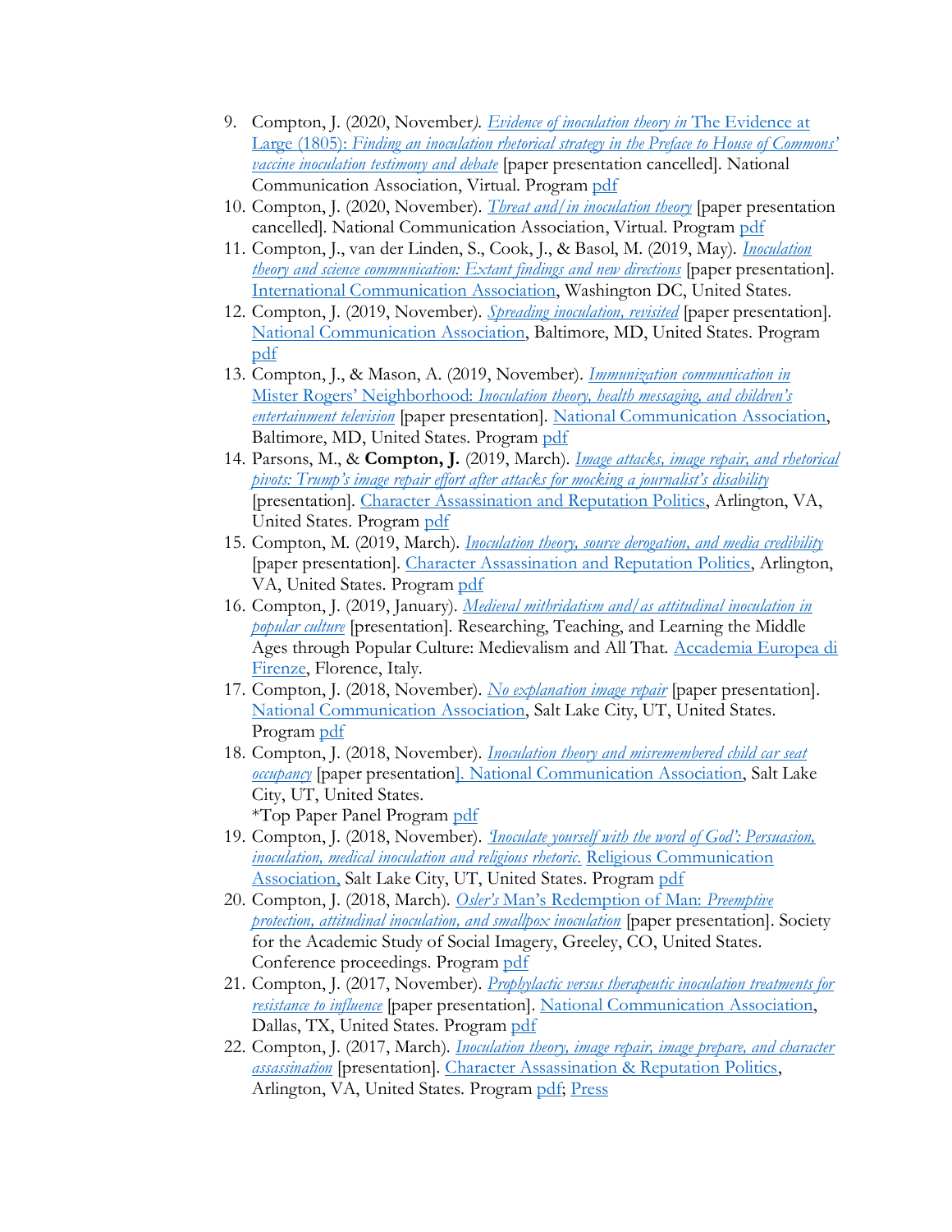9. Compton, J. (2020, November). *Evidence of inoculation theory in* The Evidence at Large (1805): *Finding an inoculation rhetorical strategy in the Preface to House of Commons' vaccine inoculation testimony and debate* [paper presentation cancelled]. National Communication Association, Virtual. Program pdf
10. Compton, J. (2020, November). *Threat and/in inoculation theory* [paper presentation cancelled]. National Communication Association, Virtual. Program pdf
11. Compton, J., van der Linden, S., Cook, J., & Basol, M. (2019, May). *Inoculation theory and science communication: Extant findings and new directions* [paper presentation]. International Communication Association, Washington DC, United States.
12. Compton, J. (2019, November). *Spreading inoculation, revisited* [paper presentation]. National Communication Association, Baltimore, MD, United States. Program pdf
13. Compton, J., & Mason, A. (2019, November). *Immunization communication in* Mister Rogers' Neighborhood: *Inoculation theory, health messaging, and children's entertainment television* [paper presentation]. National Communication Association, Baltimore, MD, United States. Program pdf
14. Parsons, M., & **Compton, J.** (2019, March). *Image attacks, image repair, and rhetorical pivots: Trump's image repair effort after attacks for mocking a journalist's disability* [presentation]. Character Assassination and Reputation Politics, Arlington, VA, United States. Program pdf
15. Compton, M. (2019, March). *Inoculation theory, source derogation, and media credibility* [paper presentation]. Character Assassination and Reputation Politics, Arlington, VA, United States. Program pdf
16. Compton, J. (2019, January). *Medieval mithridatism and/as attitudinal inoculation in popular culture* [presentation]. Researching, Teaching, and Learning the Middle Ages through Popular Culture: Medievalism and All That. Accademia Europea di Firenze, Florence, Italy.
17. Compton, J. (2018, November). *No explanation image repair* [paper presentation]. National Communication Association, Salt Lake City, UT, United States. Program pdf
18. Compton, J. (2018, November). *Inoculation theory and misremembered child car seat occupancy* [paper presentation]. National Communication Association, Salt Lake City, UT, United States.
   *Top Paper Panel Program pdf
19. Compton, J. (2018, November). *'Inoculate yourself with the word of God': Persuasion, inoculation, medical inoculation and religious rhetoric.* Religious Communication Association, Salt Lake City, UT, United States. Program pdf
20. Compton, J. (2018, March). *Osler's* Man's Redemption of Man: *Preemptive protection, attitudinal inoculation, and smallpox inoculation* [paper presentation]. Society for the Academic Study of Social Imagery, Greeley, CO, United States. Conference proceedings. Program pdf
21. Compton, J. (2017, November). *Prophylactic versus therapeutic inoculation treatments for resistance to influence* [paper presentation]. National Communication Association, Dallas, TX, United States. Program pdf
22. Compton, J. (2017, March). *Inoculation theory, image repair, image prepare, and character assassination* [presentation]. Character Assassination & Reputation Politics, Arlington, VA, United States. Program pdf; Press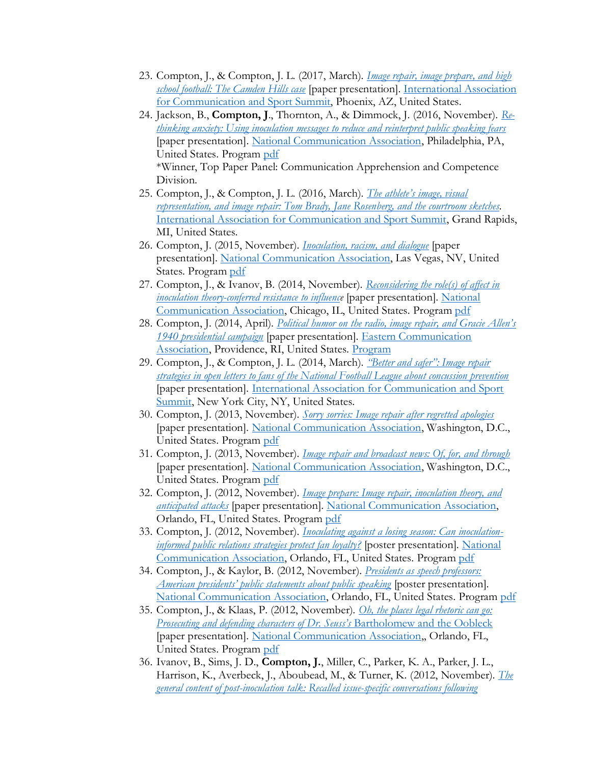23. Compton, J., & Compton, J. L. (2017, March). *Image repair, image prepare, and high school football: The Camden Hills case* [paper presentation]. International Association for Communication and Sport Summit, Phoenix, AZ, United States.
24. Jackson, B., **Compton, J**., Thornton, A., & Dimmock, J. (2016, November). *Re-thinking anxiety: Using inoculation messages to reduce and reinterpret public speaking fears* [paper presentation]. National Communication Association, Philadelphia, PA, United States. Program pdf
    *Winner, Top Paper Panel: Communication Apprehension and Competence Division.
25. Compton, J., & Compton, J. L. (2016, March). *The athlete's image, visual representation, and image repair: Tom Brady, Jane Rosenberg, and the courtroom sketches*. International Association for Communication and Sport Summit, Grand Rapids, MI, United States.
26. Compton, J. (2015, November). *Inoculation, racism, and dialogue* [paper presentation]. National Communication Association, Las Vegas, NV, United States. Program pdf
27. Compton, J., & Ivanov, B. (2014, November). *Reconsidering the role(s) of affect in inoculation theory-conferred resistance to influence* [paper presentation]. National Communication Association, Chicago, IL, United States. Program pdf
28. Compton, J. (2014, April). *Political humor on the radio, image repair, and Gracie Allen's 1940 presidential campaign* [paper presentation]. Eastern Communication Association, Providence, RI, United States. Program
29. Compton, J., & Compton, J. L. (2014, March). *"Better and safer": Image repair strategies in open letters to fans of the National Football League about concussion prevention* [paper presentation]. International Association for Communication and Sport Summit, New York City, NY, United States.
30. Compton, J. (2013, November). *Sorry sorries: Image repair after regretted apologies* [paper presentation]. National Communication Association, Washington, D.C., United States. Program pdf
31. Compton, J. (2013, November). *Image repair and broadcast news: Of, for, and through* [paper presentation]. National Communication Association, Washington, D.C., United States. Program pdf
32. Compton, J. (2012, November). *Image prepare: Image repair, inoculation theory, and anticipated attacks* [paper presentation]. National Communication Association, Orlando, FL, United States. Program pdf
33. Compton, J. (2012, November). *Inoculating against a losing season: Can inoculation-informed public relations strategies protect fan loyalty?* [poster presentation]. National Communication Association, Orlando, FL, United States. Program pdf
34. Compton, J., & Kaylor, B. (2012, November). *Presidents as speech professors: American presidents' public statements about public speaking* [poster presentation]. National Communication Association, Orlando, FL, United States. Program pdf
35. Compton, J., & Klaas, P. (2012, November). *Oh, the places legal rhetoric can go: Prosecuting and defending characters of Dr. Seuss's* Bartholomew and the Oobleck [paper presentation]. National Communication Association,, Orlando, FL, United States. Program pdf
36. Ivanov, B., Sims, J. D., **Compton, J.**, Miller, C., Parker, K. A., Parker, J. L., Harrison, K., Averbeck, J., Aboubead, M., & Turner, K. (2012, November). *The general content of post-inoculation talk: Recalled issue-specific conversations following*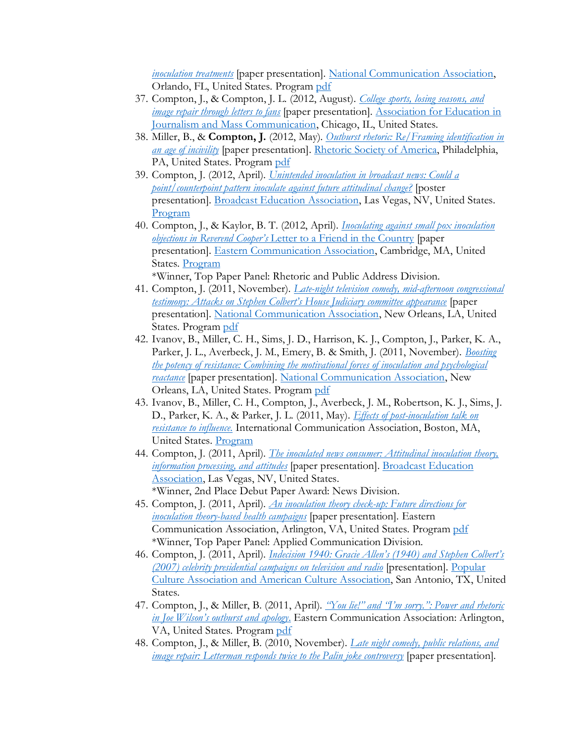*inoculation treatments* [paper presentation]. National Communication Association, Orlando, FL, United States. Program pdf

37. Compton, J., & Compton, J. L. (2012, August). *College sports, losing seasons, and image repair through letters to fans* [paper presentation]. Association for Education in Journalism and Mass Communication, Chicago, IL, United States.
38. Miller, B., & **Compton, J.** (2012, May). *Outburst rhetoric: Re/Framing identification in an age of incivility* [paper presentation]. Rhetoric Society of America, Philadelphia, PA, United States. Program pdf
39. Compton, J. (2012, April). *Unintended inoculation in broadcast news: Could a point/counterpoint pattern inoculate against future attitudinal change?* [poster presentation]. Broadcast Education Association, Las Vegas, NV, United States. Program
40. Compton, J., & Kaylor, B. T. (2012, April). *Inoculating against small pox inoculation objections in Reverend Cooper's* Letter to a Friend in the Country [paper presentation]. Eastern Communication Association, Cambridge, MA, United States. Program
    *Winner, Top Paper Panel: Rhetoric and Public Address Division.
41. Compton, J. (2011, November). *Late-night television comedy, mid-afternoon congressional testimony: Attacks on Stephen Colbert's House Judiciary committee appearance* [paper presentation]. National Communication Association, New Orleans, LA, United States. Program pdf
42. Ivanov, B., Miller, C. H., Sims, J. D., Harrison, K. J., Compton, J., Parker, K. A., Parker, J. L., Averbeck, J. M., Emery, B. & Smith, J. (2011, November). *Boosting the potency of resistance: Combining the motivational forces of inoculation and psychological reactance* [paper presentation]. National Communication Association, New Orleans, LA, United States. Program pdf
43. Ivanov, B., Miller, C. H., Compton, J., Averbeck, J. M., Robertson, K. J., Sims, J. D., Parker, K. A., & Parker, J. L. (2011, May). *Effects of post-inoculation talk on resistance to influence.* International Communication Association, Boston, MA, United States. Program
44. Compton, J. (2011, April). *The inoculated news consumer: Attitudinal inoculation theory, information processing, and attitudes* [paper presentation]. Broadcast Education Association, Las Vegas, NV, United States.
    *Winner, 2nd Place Debut Paper Award: News Division.
45. Compton, J. (2011, April). *An inoculation theory check-up: Future directions for inoculation theory-based health campaigns* [paper presentation]. Eastern Communication Association, Arlington, VA, United States. Program pdf
    *Winner, Top Paper Panel: Applied Communication Division.
46. Compton, J. (2011, April). *Indecision 1940: Gracie Allen's (1940) and Stephen Colbert's (2007) celebrity presidential campaigns on television and radio* [presentation]. Popular Culture Association and American Culture Association, San Antonio, TX, United States.
47. Compton, J., & Miller, B. (2011, April). *"You lie!" and "I'm sorry.": Power and rhetoric in Joe Wilson's outburst and apology*. Eastern Communication Association: Arlington, VA, United States. Program pdf
48. Compton, J., & Miller, B. (2010, November). *Late night comedy, public relations, and image repair: Letterman responds twice to the Palin joke controversy* [paper presentation].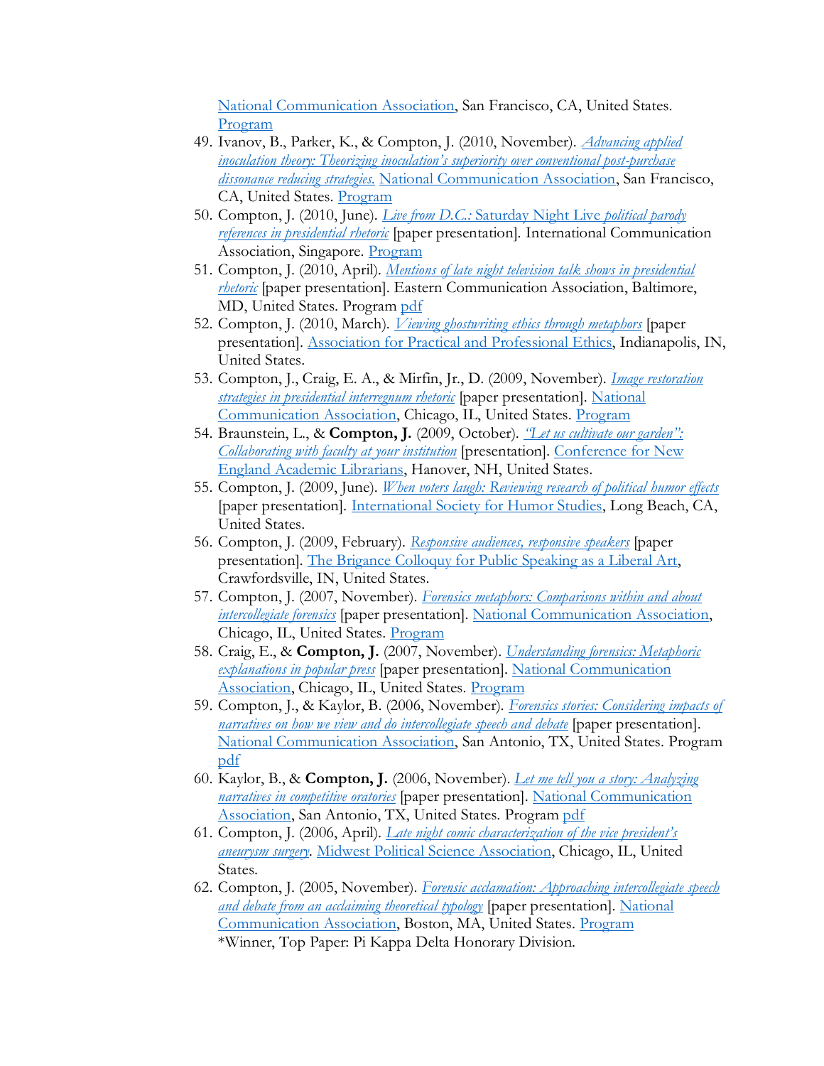National Communication Association, San Francisco, CA, United States. Program

49. Ivanov, B., Parker, K., & Compton, J. (2010, November). *Advancing applied inoculation theory: Theorizing inoculation's superiority over conventional post-purchase dissonance reducing strategies.* National Communication Association, San Francisco, CA, United States. Program
50. Compton, J. (2010, June). *Live from D.C.:* Saturday Night Live *political parody references in presidential rhetoric* [paper presentation]. International Communication Association, Singapore. Program
51. Compton, J. (2010, April). *Mentions of late night television talk shows in presidential rhetoric* [paper presentation]. Eastern Communication Association, Baltimore, MD, United States. Program pdf
52. Compton, J. (2010, March). *Viewing ghostwriting ethics through metaphors* [paper presentation]. Association for Practical and Professional Ethics, Indianapolis, IN, United States.
53. Compton, J., Craig, E. A., & Mirfin, Jr., D. (2009, November). *Image restoration strategies in presidential interregnum rhetoric* [paper presentation]. National Communication Association, Chicago, IL, United States. Program
54. Braunstein, L., & **Compton, J.** (2009, October). *"Let us cultivate our garden": Collaborating with faculty at your institution* [presentation]. Conference for New England Academic Librarians, Hanover, NH, United States.
55. Compton, J. (2009, June). *When voters laugh: Reviewing research of political humor effects* [paper presentation]. International Society for Humor Studies, Long Beach, CA, United States.
56. Compton, J. (2009, February). *Responsive audiences, responsive speakers* [paper presentation]. The Brigance Colloquy for Public Speaking as a Liberal Art, Crawfordsville, IN, United States.
57. Compton, J. (2007, November). *Forensics metaphors: Comparisons within and about intercollegiate forensics* [paper presentation]. National Communication Association, Chicago, IL, United States. Program
58. Craig, E., & **Compton, J.** (2007, November). *Understanding forensics: Metaphoric explanations in popular press* [paper presentation]. National Communication Association, Chicago, IL, United States. Program
59. Compton, J., & Kaylor, B. (2006, November). *Forensics stories: Considering impacts of narratives on how we view and do intercollegiate speech and debate* [paper presentation]. National Communication Association, San Antonio, TX, United States. Program pdf
60. Kaylor, B., & **Compton, J.** (2006, November). *Let me tell you a story: Analyzing narratives in competitive oratories* [paper presentation]. National Communication Association, San Antonio, TX, United States. Program pdf
61. Compton, J. (2006, April). *Late night comic characterization of the vice president's aneurysm surgery*. Midwest Political Science Association, Chicago, IL, United States.
62. Compton, J. (2005, November). *Forensic acclamation: Approaching intercollegiate speech and debate from an acclaiming theoretical typology* [paper presentation]. National Communication Association, Boston, MA, United States. Program
*Winner, Top Paper: Pi Kappa Delta Honorary Division.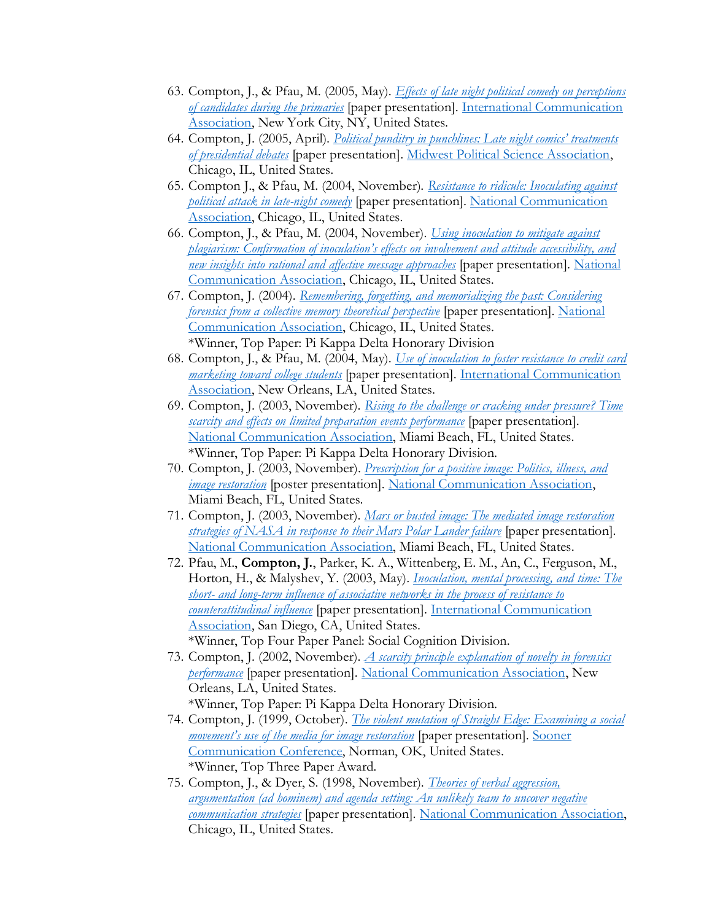63. Compton, J., & Pfau, M. (2005, May). *Effects of late night political comedy on perceptions of candidates during the primaries* [paper presentation]. International Communication Association, New York City, NY, United States.
64. Compton, J. (2005, April). *Political punditry in punchlines: Late night comics' treatments of presidential debates* [paper presentation]. Midwest Political Science Association, Chicago, IL, United States.
65. Compton J., & Pfau, M. (2004, November). *Resistance to ridicule: Inoculating against political attack in late-night comedy* [paper presentation]. National Communication Association, Chicago, IL, United States.
66. Compton, J., & Pfau, M. (2004, November). *Using inoculation to mitigate against plagiarism: Confirmation of inoculation's effects on involvement and attitude accessibility, and new insights into rational and affective message approaches* [paper presentation]. National Communication Association, Chicago, IL, United States.
67. Compton, J. (2004). *Remembering, forgetting, and memorializing the past: Considering forensics from a collective memory theoretical perspective* [paper presentation]. National Communication Association, Chicago, IL, United States.
    *Winner, Top Paper: Pi Kappa Delta Honorary Division
68. Compton, J., & Pfau, M. (2004, May). *Use of inoculation to foster resistance to credit card marketing toward college students* [paper presentation]. International Communication Association, New Orleans, LA, United States.
69. Compton, J. (2003, November). *Rising to the challenge or cracking under pressure? Time scarcity and effects on limited preparation events performance* [paper presentation]. National Communication Association, Miami Beach, FL, United States.
    *Winner, Top Paper: Pi Kappa Delta Honorary Division.
70. Compton, J. (2003, November). *Prescription for a positive image: Politics, illness, and image restoration* [poster presentation]. National Communication Association, Miami Beach, FL, United States.
71. Compton, J. (2003, November). *Mars or busted image: The mediated image restoration strategies of NASA in response to their Mars Polar Lander failure* [paper presentation]. National Communication Association, Miami Beach, FL, United States.
72. Pfau, M., **Compton, J.**, Parker, K. A., Wittenberg, E. M., An, C., Ferguson, M., Horton, H., & Malyshev, Y. (2003, May). *Inoculation, mental processing, and time: The short- and long-term influence of associative networks in the process of resistance to counterattitudinal influence* [paper presentation]. International Communication Association, San Diego, CA, United States.
    *Winner, Top Four Paper Panel: Social Cognition Division.
73. Compton, J. (2002, November). *A scarcity principle explanation of novelty in forensics performance* [paper presentation]. National Communication Association, New Orleans, LA, United States.
    *Winner, Top Paper: Pi Kappa Delta Honorary Division.
74. Compton, J. (1999, October). *The violent mutation of Straight Edge: Examining a social movement's use of the media for image restoration* [paper presentation]. Sooner Communication Conference, Norman, OK, United States.
    *Winner, Top Three Paper Award.
75. Compton, J., & Dyer, S. (1998, November). *Theories of verbal aggression, argumentation (ad hominem) and agenda setting: An unlikely team to uncover negative communication strategies* [paper presentation]. National Communication Association, Chicago, IL, United States.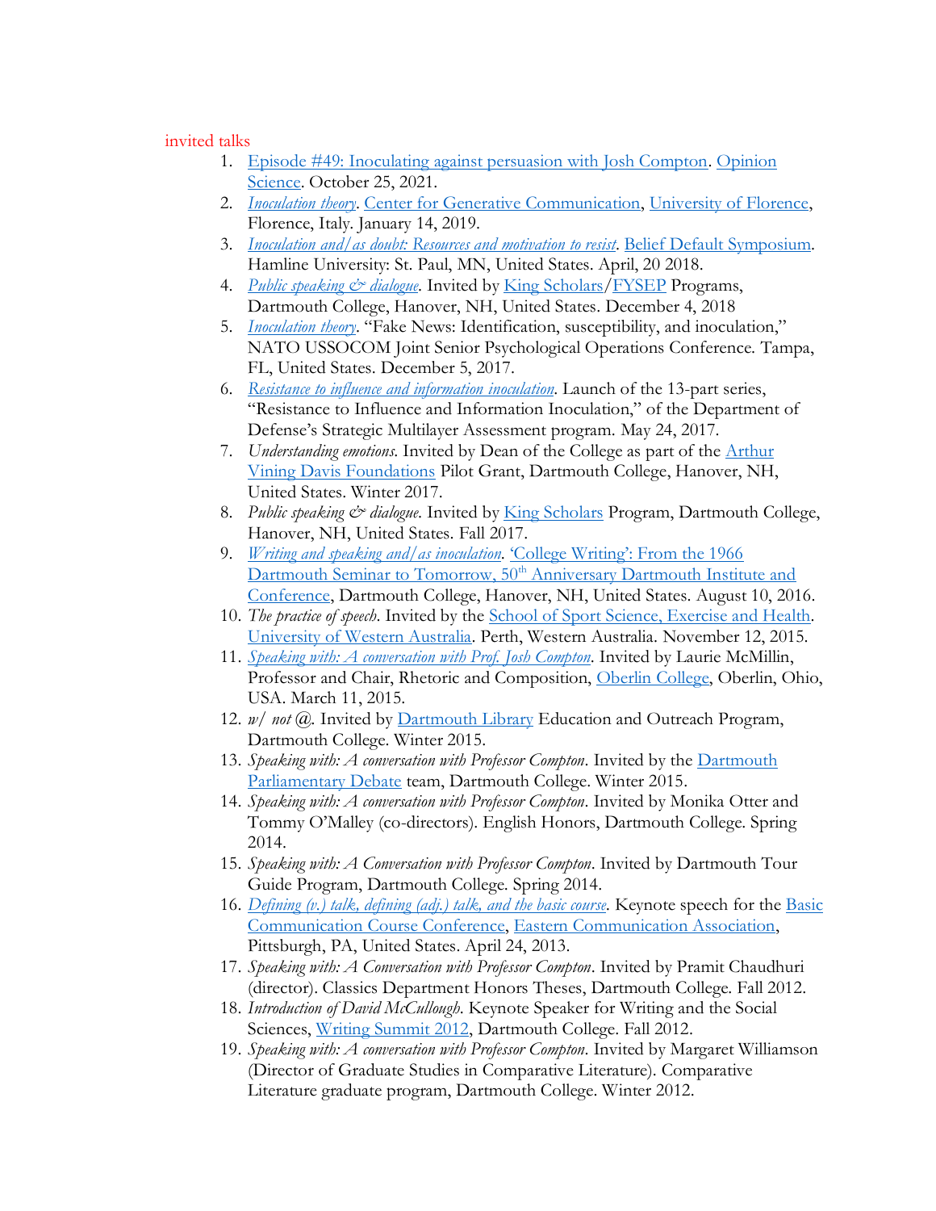## invited talks

1. Episode #49: Inoculating against persuasion with Josh Compton. Opinion Science. October 25, 2021.
2. *Inoculation theory*. Center for Generative Communication, University of Florence, Florence, Italy. January 14, 2019.
3. *Inoculation and/as doubt: Resources and motivation to resist*. Belief Default Symposium. Hamline University: St. Paul, MN, United States. April, 20 2018.
4. *Public speaking & dialogue*. Invited by King Scholars/FYSEP Programs, Dartmouth College, Hanover, NH, United States. December 4, 2018
5. *Inoculation theory*. "Fake News: Identification, susceptibility, and inoculation," NATO USSOCOM Joint Senior Psychological Operations Conference. Tampa, FL, United States. December 5, 2017.
6. *Resistance to influence and information inoculation*. Launch of the 13-part series, "Resistance to Influence and Information Inoculation," of the Department of Defense's Strategic Multilayer Assessment program. May 24, 2017.
7. *Understanding emotions*. Invited by Dean of the College as part of the Arthur Vining Davis Foundations Pilot Grant, Dartmouth College, Hanover, NH, United States. Winter 2017.
8. *Public speaking & dialogue*. Invited by King Scholars Program, Dartmouth College, Hanover, NH, United States. Fall 2017.
9. *Writing and speaking and/as inoculation*. 'College Writing': From the 1966 Dartmouth Seminar to Tomorrow, 50th Anniversary Dartmouth Institute and Conference, Dartmouth College, Hanover, NH, United States. August 10, 2016.
10. *The practice of speech*. Invited by the School of Sport Science, Exercise and Health. University of Western Australia. Perth, Western Australia. November 12, 2015.
11. *Speaking with: A conversation with Prof. Josh Compton*. Invited by Laurie McMillin, Professor and Chair, Rhetoric and Composition, Oberlin College, Oberlin, Ohio, USA. March 11, 2015.
12. *w/ not @*. Invited by Dartmouth Library Education and Outreach Program, Dartmouth College. Winter 2015.
13. *Speaking with: A conversation with Professor Compton*. Invited by the Dartmouth Parliamentary Debate team, Dartmouth College. Winter 2015.
14. *Speaking with: A conversation with Professor Compton*. Invited by Monika Otter and Tommy O'Malley (co-directors). English Honors, Dartmouth College. Spring 2014.
15. *Speaking with: A Conversation with Professor Compton*. Invited by Dartmouth Tour Guide Program, Dartmouth College. Spring 2014.
16. *Defining (v.) talk, defining (adj.) talk, and the basic course*. Keynote speech for the Basic Communication Course Conference, Eastern Communication Association, Pittsburgh, PA, United States. April 24, 2013.
17. *Speaking with: A Conversation with Professor Compton*. Invited by Pramit Chaudhuri (director). Classics Department Honors Theses, Dartmouth College. Fall 2012.
18. *Introduction of David McCullough*. Keynote Speaker for Writing and the Social Sciences, Writing Summit 2012, Dartmouth College. Fall 2012.
19. *Speaking with: A conversation with Professor Compton*. Invited by Margaret Williamson (Director of Graduate Studies in Comparative Literature). Comparative Literature graduate program, Dartmouth College. Winter 2012.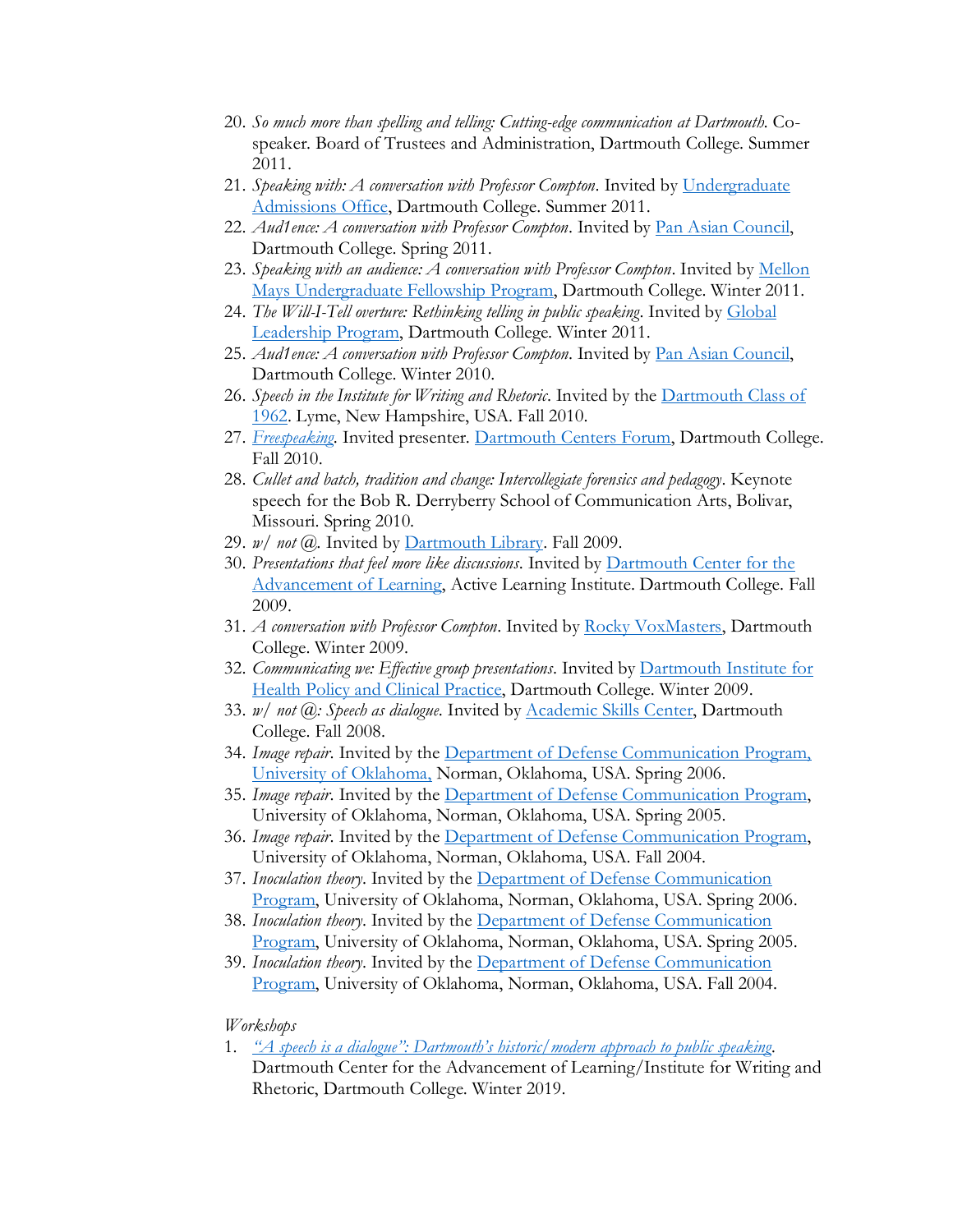20. *So much more than spelling and telling: Cutting-edge communication at Dartmouth*. Co-speaker. Board of Trustees and Administration, Dartmouth College. Summer 2011.
21. *Speaking with: A conversation with Professor Compton*. Invited by Undergraduate Admissions Office, Dartmouth College. Summer 2011.
22. *Aud1ence: A conversation with Professor Compton*. Invited by Pan Asian Council, Dartmouth College. Spring 2011.
23. *Speaking with an audience: A conversation with Professor Compton*. Invited by Mellon Mays Undergraduate Fellowship Program, Dartmouth College. Winter 2011.
24. *The Will-I-Tell overture: Rethinking telling in public speaking*. Invited by Global Leadership Program, Dartmouth College. Winter 2011.
25. *Aud1ence: A conversation with Professor Compton*. Invited by Pan Asian Council, Dartmouth College. Winter 2010.
26. *Speech in the Institute for Writing and Rhetoric*. Invited by the Dartmouth Class of 1962. Lyme, New Hampshire, USA. Fall 2010.
27. *Freespeaking*. Invited presenter. Dartmouth Centers Forum, Dartmouth College. Fall 2010.
28. *Cullet and batch, tradition and change: Intercollegiate forensics and pedagogy*. Keynote speech for the Bob R. Derryberry School of Communication Arts, Bolivar, Missouri. Spring 2010.
29. *w/ not @*. Invited by Dartmouth Library. Fall 2009.
30. *Presentations that feel more like discussions*. Invited by Dartmouth Center for the Advancement of Learning, Active Learning Institute. Dartmouth College. Fall 2009.
31. *A conversation with Professor Compton*. Invited by Rocky VoxMasters, Dartmouth College. Winter 2009.
32. *Communicating we: Effective group presentations*. Invited by Dartmouth Institute for Health Policy and Clinical Practice, Dartmouth College. Winter 2009.
33. *w/ not @: Speech as dialogue*. Invited by Academic Skills Center, Dartmouth College. Fall 2008.
34. *Image repair*. Invited by the Department of Defense Communication Program, University of Oklahoma, Norman, Oklahoma, USA. Spring 2006.
35. *Image repair*. Invited by the Department of Defense Communication Program, University of Oklahoma, Norman, Oklahoma, USA. Spring 2005.
36. *Image repair*. Invited by the Department of Defense Communication Program, University of Oklahoma, Norman, Oklahoma, USA. Fall 2004.
37. *Inoculation theory*. Invited by the Department of Defense Communication Program, University of Oklahoma, Norman, Oklahoma, USA. Spring 2006.
38. *Inoculation theory*. Invited by the Department of Defense Communication Program, University of Oklahoma, Norman, Oklahoma, USA. Spring 2005.
39. *Inoculation theory*. Invited by the Department of Defense Communication Program, University of Oklahoma, Norman, Oklahoma, USA. Fall 2004.

*Workshops*

1. *"A speech is a dialogue": Dartmouth's historic/modern approach to public speaking*. Dartmouth Center for the Advancement of Learning/Institute for Writing and Rhetoric, Dartmouth College. Winter 2019.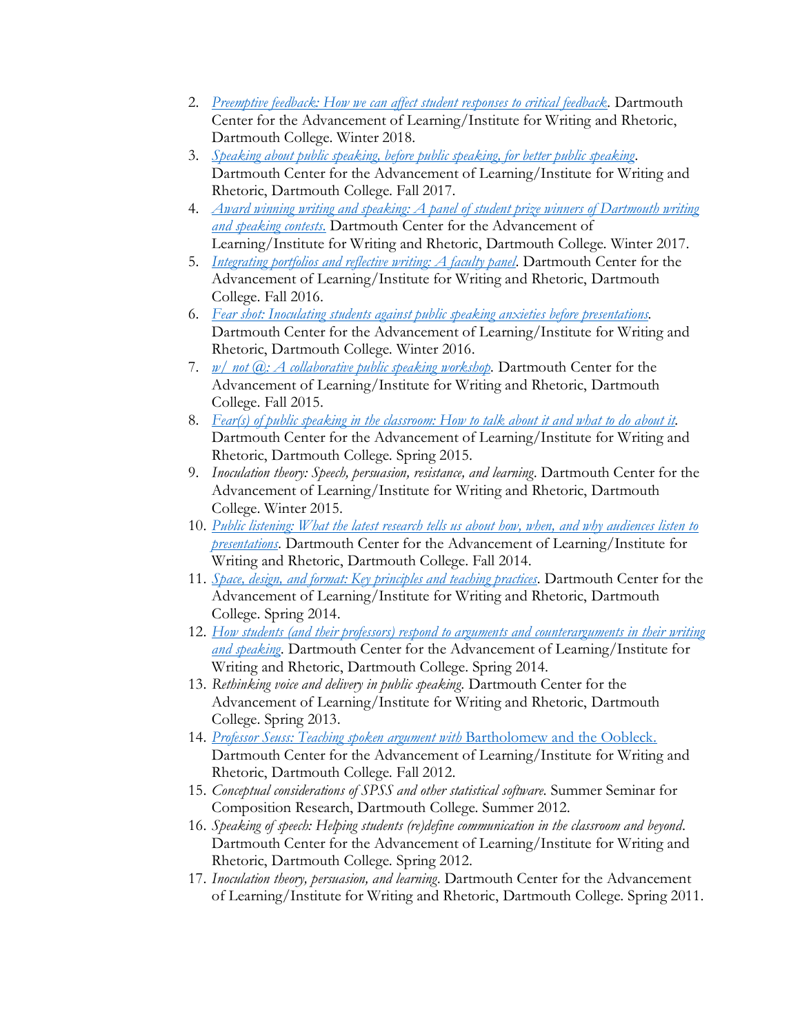2. *Preemptive feedback: How we can affect student responses to critical feedback*. Dartmouth Center for the Advancement of Learning/Institute for Writing and Rhetoric, Dartmouth College. Winter 2018.
3. *Speaking about public speaking, before public speaking, for better public speaking*. Dartmouth Center for the Advancement of Learning/Institute for Writing and Rhetoric, Dartmouth College. Fall 2017.
4. *Award winning writing and speaking: A panel of student prize winners of Dartmouth writing and speaking contests.* Dartmouth Center for the Advancement of Learning/Institute for Writing and Rhetoric, Dartmouth College. Winter 2017.
5. *Integrating portfolios and reflective writing: A faculty panel*. Dartmouth Center for the Advancement of Learning/Institute for Writing and Rhetoric, Dartmouth College. Fall 2016.
6. *Fear shot: Inoculating students against public speaking anxieties before presentations*. Dartmouth Center for the Advancement of Learning/Institute for Writing and Rhetoric, Dartmouth College. Winter 2016.
7. *w/ not @: A collaborative public speaking workshop*. Dartmouth Center for the Advancement of Learning/Institute for Writing and Rhetoric, Dartmouth College. Fall 2015.
8. *Fear(s) of public speaking in the classroom: How to talk about it and what to do about it*. Dartmouth Center for the Advancement of Learning/Institute for Writing and Rhetoric, Dartmouth College. Spring 2015.
9. *Inoculation theory: Speech, persuasion, resistance, and learning*. Dartmouth Center for the Advancement of Learning/Institute for Writing and Rhetoric, Dartmouth College. Winter 2015.
10. *Public listening: What the latest research tells us about how, when, and why audiences listen to presentations*. Dartmouth Center for the Advancement of Learning/Institute for Writing and Rhetoric, Dartmouth College. Fall 2014.
11. *Space, design, and format: Key principles and teaching practices*. Dartmouth Center for the Advancement of Learning/Institute for Writing and Rhetoric, Dartmouth College. Spring 2014.
12. *How students (and their professors) respond to arguments and counterarguments in their writing and speaking*. Dartmouth Center for the Advancement of Learning/Institute for Writing and Rhetoric, Dartmouth College. Spring 2014.
13. *Rethinking voice and delivery in public speaking*. Dartmouth Center for the Advancement of Learning/Institute for Writing and Rhetoric, Dartmouth College. Spring 2013.
14. *Professor Seuss: Teaching spoken argument with* Bartholomew and the Oobleck. Dartmouth Center for the Advancement of Learning/Institute for Writing and Rhetoric, Dartmouth College. Fall 2012.
15. *Conceptual considerations of SPSS and other statistical software*. Summer Seminar for Composition Research, Dartmouth College. Summer 2012.
16. *Speaking of speech: Helping students (re)define communication in the classroom and beyond*. Dartmouth Center for the Advancement of Learning/Institute for Writing and Rhetoric, Dartmouth College. Spring 2012.
17. *Inoculation theory, persuasion, and learning*. Dartmouth Center for the Advancement of Learning/Institute for Writing and Rhetoric, Dartmouth College. Spring 2011.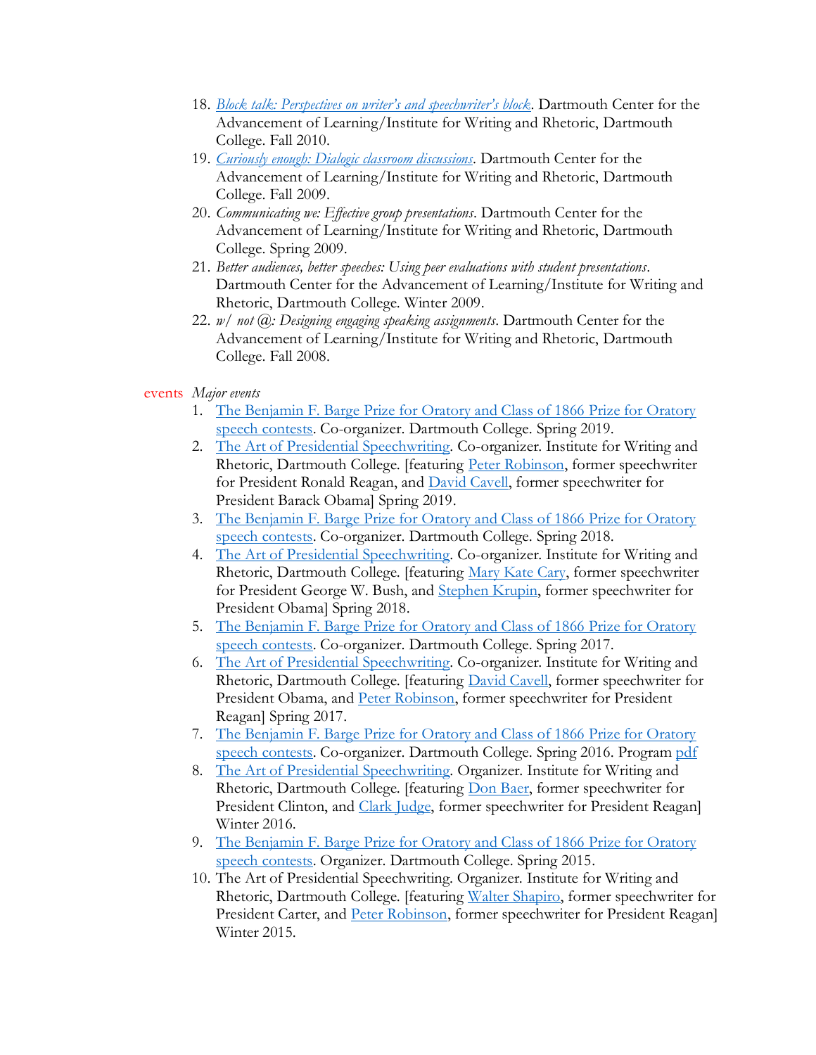18. *Block talk: Perspectives on writer's and speechwriter's block*. Dartmouth Center for the Advancement of Learning/Institute for Writing and Rhetoric, Dartmouth College. Fall 2010.
19. *Curiously enough: Dialogic classroom discussions*. Dartmouth Center for the Advancement of Learning/Institute for Writing and Rhetoric, Dartmouth College. Fall 2009.
20. *Communicating we: Effective group presentations*. Dartmouth Center for the Advancement of Learning/Institute for Writing and Rhetoric, Dartmouth College. Spring 2009.
21. *Better audiences, better speeches: Using peer evaluations with student presentations*. Dartmouth Center for the Advancement of Learning/Institute for Writing and Rhetoric, Dartmouth College. Winter 2009.
22. *w/ not @: Designing engaging speaking assignments*. Dartmouth Center for the Advancement of Learning/Institute for Writing and Rhetoric, Dartmouth College. Fall 2008.

events *Major events*

1. The Benjamin F. Barge Prize for Oratory and Class of 1866 Prize for Oratory speech contests. Co-organizer. Dartmouth College. Spring 2019.
2. The Art of Presidential Speechwriting. Co-organizer. Institute for Writing and Rhetoric, Dartmouth College. [featuring Peter Robinson, former speechwriter for President Ronald Reagan, and David Cavell, former speechwriter for President Barack Obama] Spring 2019.
3. The Benjamin F. Barge Prize for Oratory and Class of 1866 Prize for Oratory speech contests. Co-organizer. Dartmouth College. Spring 2018.
4. The Art of Presidential Speechwriting. Co-organizer. Institute for Writing and Rhetoric, Dartmouth College. [featuring Mary Kate Cary, former speechwriter for President George W. Bush, and Stephen Krupin, former speechwriter for President Obama] Spring 2018.
5. The Benjamin F. Barge Prize for Oratory and Class of 1866 Prize for Oratory speech contests. Co-organizer. Dartmouth College. Spring 2017.
6. The Art of Presidential Speechwriting. Co-organizer. Institute for Writing and Rhetoric, Dartmouth College. [featuring David Cavell, former speechwriter for President Obama, and Peter Robinson, former speechwriter for President Reagan] Spring 2017.
7. The Benjamin F. Barge Prize for Oratory and Class of 1866 Prize for Oratory speech contests. Co-organizer. Dartmouth College. Spring 2016. Program pdf
8. The Art of Presidential Speechwriting. Organizer. Institute for Writing and Rhetoric, Dartmouth College. [featuring Don Baer, former speechwriter for President Clinton, and Clark Judge, former speechwriter for President Reagan] Winter 2016.
9. The Benjamin F. Barge Prize for Oratory and Class of 1866 Prize for Oratory speech contests. Organizer. Dartmouth College. Spring 2015.
10. The Art of Presidential Speechwriting. Organizer. Institute for Writing and Rhetoric, Dartmouth College. [featuring Walter Shapiro, former speechwriter for President Carter, and Peter Robinson, former speechwriter for President Reagan] Winter 2015.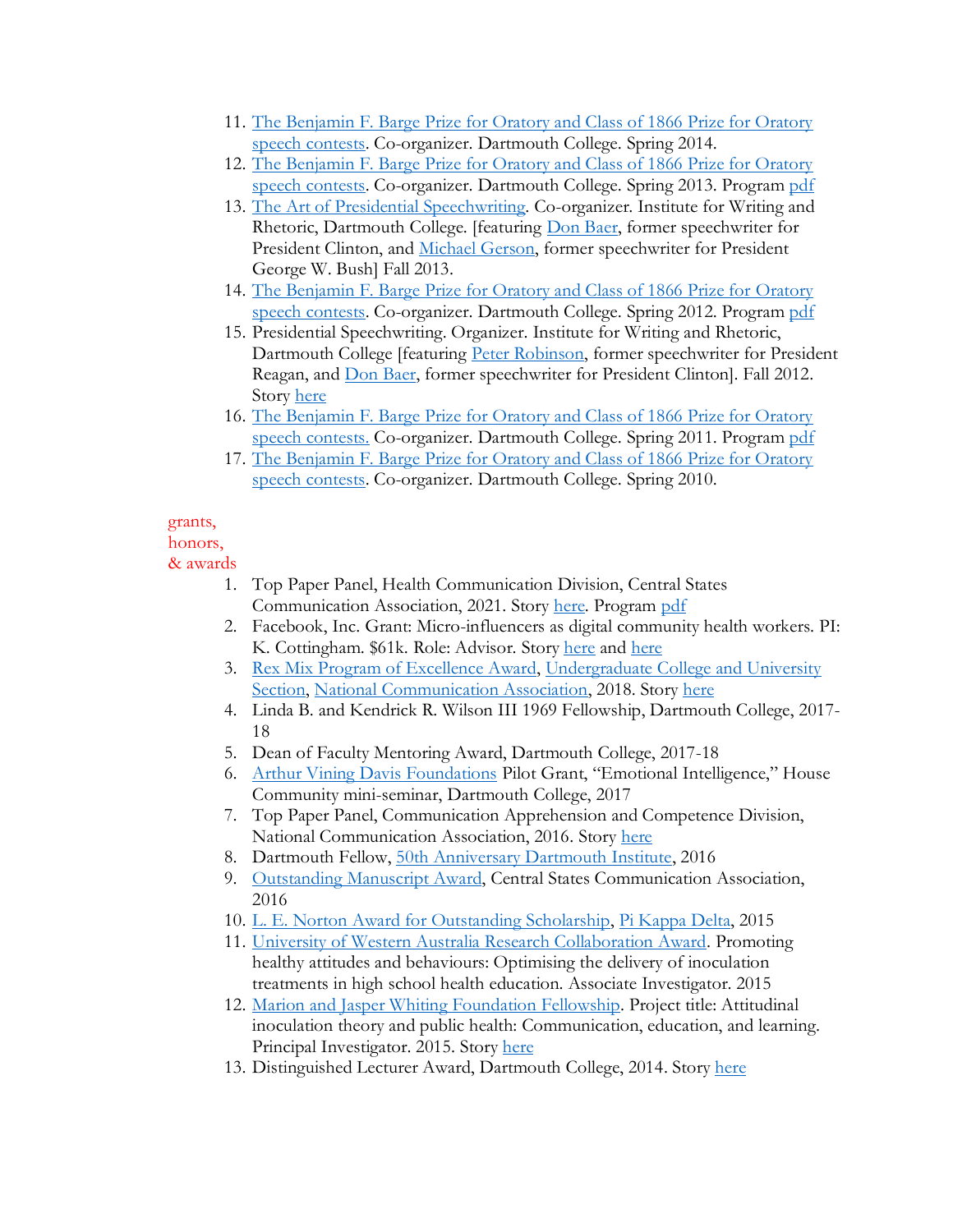11. The Benjamin F. Barge Prize for Oratory and Class of 1866 Prize for Oratory speech contests. Co-organizer. Dartmouth College. Spring 2014.
12. The Benjamin F. Barge Prize for Oratory and Class of 1866 Prize for Oratory speech contests. Co-organizer. Dartmouth College. Spring 2013. Program pdf
13. The Art of Presidential Speechwriting. Co-organizer. Institute for Writing and Rhetoric, Dartmouth College. [featuring Don Baer, former speechwriter for President Clinton, and Michael Gerson, former speechwriter for President George W. Bush] Fall 2013.
14. The Benjamin F. Barge Prize for Oratory and Class of 1866 Prize for Oratory speech contests. Co-organizer. Dartmouth College. Spring 2012. Program pdf
15. Presidential Speechwriting. Organizer. Institute for Writing and Rhetoric, Dartmouth College [featuring Peter Robinson, former speechwriter for President Reagan, and Don Baer, former speechwriter for President Clinton]. Fall 2012. Story here
16. The Benjamin F. Barge Prize for Oratory and Class of 1866 Prize for Oratory speech contests. Co-organizer. Dartmouth College. Spring 2011. Program pdf
17. The Benjamin F. Barge Prize for Oratory and Class of 1866 Prize for Oratory speech contests. Co-organizer. Dartmouth College. Spring 2010.

## grants, honors, & awards

1. Top Paper Panel, Health Communication Division, Central States Communication Association, 2021. Story here. Program pdf
2. Facebook, Inc. Grant: Micro-influencers as digital community health workers. PI: K. Cottingham. $61k. Role: Advisor. Story here and here
3. Rex Mix Program of Excellence Award, Undergraduate College and University Section, National Communication Association, 2018. Story here
4. Linda B. and Kendrick R. Wilson III 1969 Fellowship, Dartmouth College, 2017-18
5. Dean of Faculty Mentoring Award, Dartmouth College, 2017-18
6. Arthur Vining Davis Foundations Pilot Grant, "Emotional Intelligence," House Community mini-seminar, Dartmouth College, 2017
7. Top Paper Panel, Communication Apprehension and Competence Division, National Communication Association, 2016. Story here
8. Dartmouth Fellow, 50th Anniversary Dartmouth Institute, 2016
9. Outstanding Manuscript Award, Central States Communication Association, 2016
10. L. E. Norton Award for Outstanding Scholarship, Pi Kappa Delta, 2015
11. University of Western Australia Research Collaboration Award. Promoting healthy attitudes and behaviours: Optimising the delivery of inoculation treatments in high school health education. Associate Investigator. 2015
12. Marion and Jasper Whiting Foundation Fellowship. Project title: Attitudinal inoculation theory and public health: Communication, education, and learning. Principal Investigator. 2015. Story here
13. Distinguished Lecturer Award, Dartmouth College, 2014. Story here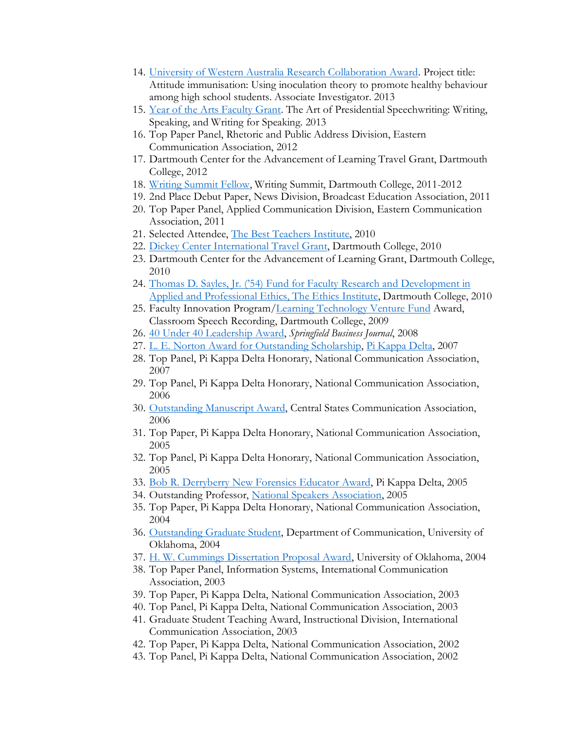14. University of Western Australia Research Collaboration Award. Project title: Attitude immunisation: Using inoculation theory to promote healthy behaviour among high school students. Associate Investigator. 2013
15. Year of the Arts Faculty Grant. The Art of Presidential Speechwriting: Writing, Speaking, and Writing for Speaking. 2013
16. Top Paper Panel, Rhetoric and Public Address Division, Eastern Communication Association, 2012
17. Dartmouth Center for the Advancement of Learning Travel Grant, Dartmouth College, 2012
18. Writing Summit Fellow, Writing Summit, Dartmouth College, 2011-2012
19. 2nd Place Debut Paper, News Division, Broadcast Education Association, 2011
20. Top Paper Panel, Applied Communication Division, Eastern Communication Association, 2011
21. Selected Attendee, The Best Teachers Institute, 2010
22. Dickey Center International Travel Grant, Dartmouth College, 2010
23. Dartmouth Center for the Advancement of Learning Grant, Dartmouth College, 2010
24. Thomas D. Sayles, Jr. ('54) Fund for Faculty Research and Development in Applied and Professional Ethics, The Ethics Institute, Dartmouth College, 2010
25. Faculty Innovation Program/Learning Technology Venture Fund Award, Classroom Speech Recording, Dartmouth College, 2009
26. 40 Under 40 Leadership Award, *Springfield Business Journal*, 2008
27. L. E. Norton Award for Outstanding Scholarship, Pi Kappa Delta, 2007
28. Top Panel, Pi Kappa Delta Honorary, National Communication Association, 2007
29. Top Panel, Pi Kappa Delta Honorary, National Communication Association, 2006
30. Outstanding Manuscript Award, Central States Communication Association, 2006
31. Top Paper, Pi Kappa Delta Honorary, National Communication Association, 2005
32. Top Panel, Pi Kappa Delta Honorary, National Communication Association, 2005
33. Bob R. Derryberry New Forensics Educator Award, Pi Kappa Delta, 2005
34. Outstanding Professor, National Speakers Association, 2005
35. Top Paper, Pi Kappa Delta Honorary, National Communication Association, 2004
36. Outstanding Graduate Student, Department of Communication, University of Oklahoma, 2004
37. H. W. Cummings Dissertation Proposal Award, University of Oklahoma, 2004
38. Top Paper Panel, Information Systems, International Communication Association, 2003
39. Top Paper, Pi Kappa Delta, National Communication Association, 2003
40. Top Panel, Pi Kappa Delta, National Communication Association, 2003
41. Graduate Student Teaching Award, Instructional Division, International Communication Association, 2003
42. Top Paper, Pi Kappa Delta, National Communication Association, 2002
43. Top Panel, Pi Kappa Delta, National Communication Association, 2002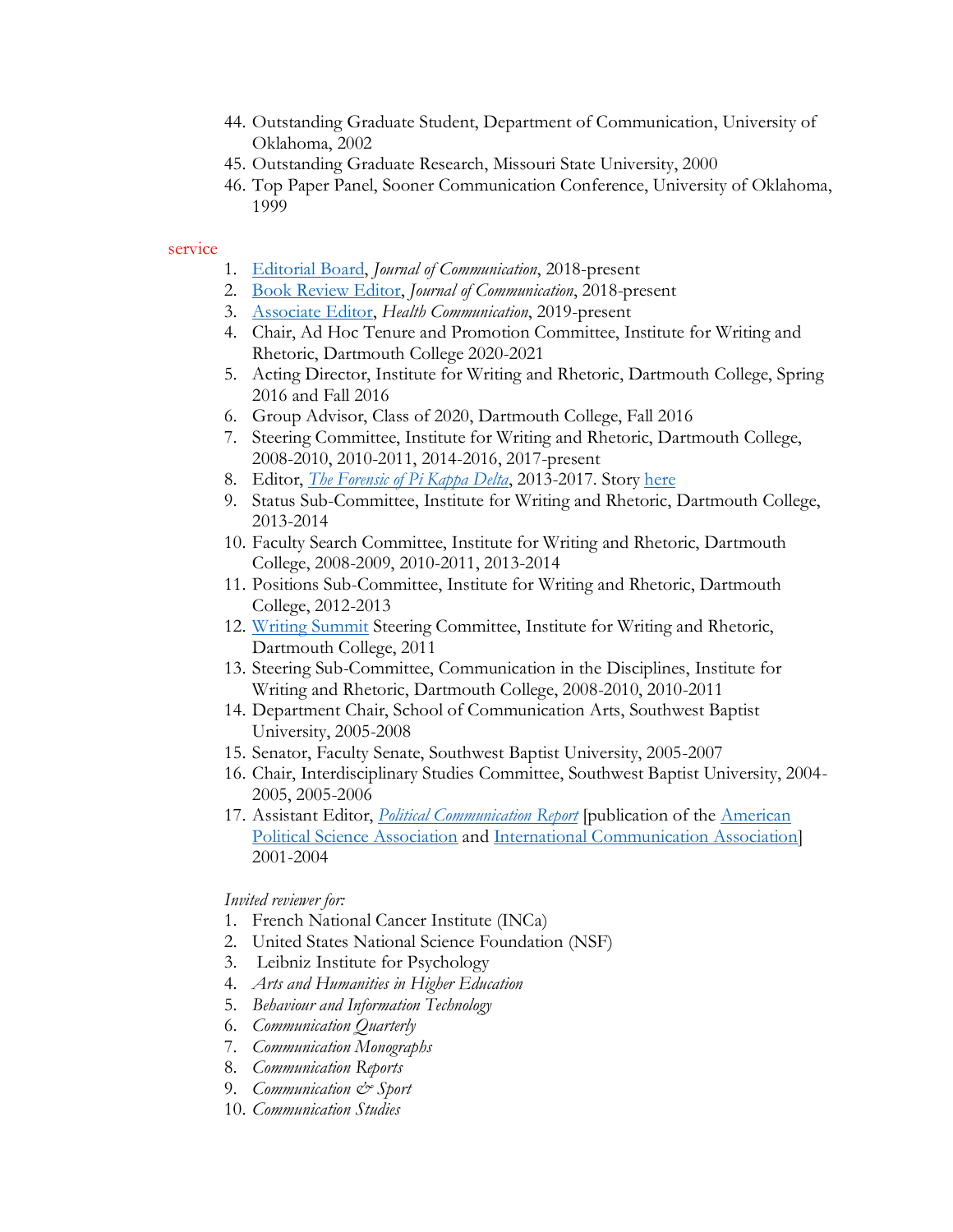44. Outstanding Graduate Student, Department of Communication, University of Oklahoma, 2002
45. Outstanding Graduate Research, Missouri State University, 2000
46. Top Paper Panel, Sooner Communication Conference, University of Oklahoma, 1999

## service

1. Editorial Board, *Journal of Communication*, 2018-present
2. Book Review Editor, *Journal of Communication*, 2018-present
3. Associate Editor, *Health Communication*, 2019-present
4. Chair, Ad Hoc Tenure and Promotion Committee, Institute for Writing and Rhetoric, Dartmouth College 2020-2021
5. Acting Director, Institute for Writing and Rhetoric, Dartmouth College, Spring 2016 and Fall 2016
6. Group Advisor, Class of 2020, Dartmouth College, Fall 2016
7. Steering Committee, Institute for Writing and Rhetoric, Dartmouth College, 2008-2010, 2010-2011, 2014-2016, 2017-present
8. Editor, *The Forensic of Pi Kappa Delta*, 2013-2017. Story here
9. Status Sub-Committee, Institute for Writing and Rhetoric, Dartmouth College, 2013-2014
10. Faculty Search Committee, Institute for Writing and Rhetoric, Dartmouth College, 2008-2009, 2010-2011, 2013-2014
11. Positions Sub-Committee, Institute for Writing and Rhetoric, Dartmouth College, 2012-2013
12. Writing Summit Steering Committee, Institute for Writing and Rhetoric, Dartmouth College, 2011
13. Steering Sub-Committee, Communication in the Disciplines, Institute for Writing and Rhetoric, Dartmouth College, 2008-2010, 2010-2011
14. Department Chair, School of Communication Arts, Southwest Baptist University, 2005-2008
15. Senator, Faculty Senate, Southwest Baptist University, 2005-2007
16. Chair, Interdisciplinary Studies Committee, Southwest Baptist University, 2004-2005, 2005-2006
17. Assistant Editor, *Political Communication Report* [publication of the American Political Science Association and International Communication Association] 2001-2004

*Invited reviewer for:*

1. French National Cancer Institute (INCa)
2. United States National Science Foundation (NSF)
3. Leibniz Institute for Psychology
4. *Arts and Humanities in Higher Education*
5. *Behaviour and Information Technology*
6. *Communication Quarterly*
7. *Communication Monographs*
8. *Communication Reports*
9. *Communication & Sport*
10. *Communication Studies*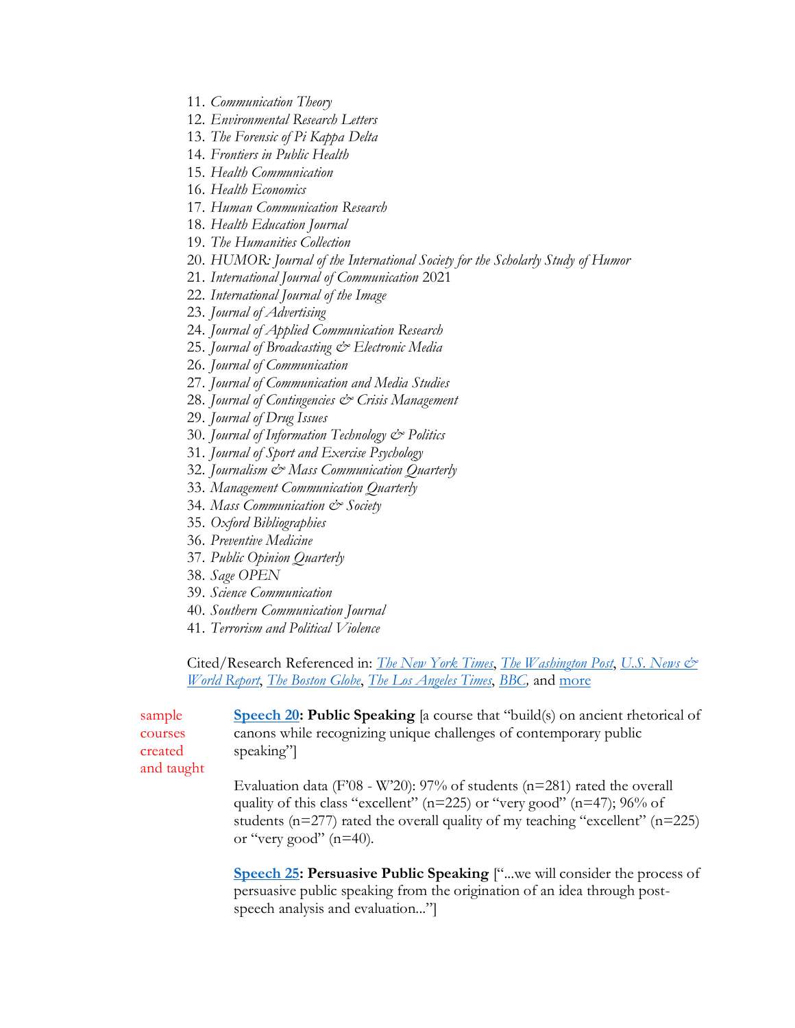11. *Communication Theory*
12. *Environmental Research Letters*
13. *The Forensic of Pi Kappa Delta*
14. *Frontiers in Public Health*
15. *Health Communication*
16. *Health Economics*
17. *Human Communication Research*
18. *Health Education Journal*
19. *The Humanities Collection*
20. *HUMOR: Journal of the International Society for the Scholarly Study of Humor*
21. *International Journal of Communication* 2021
22. *International Journal of the Image*
23. *Journal of Advertising*
24. *Journal of Applied Communication Research*
25. *Journal of Broadcasting & Electronic Media*
26. *Journal of Communication*
27. *Journal of Communication and Media Studies*
28. *Journal of Contingencies & Crisis Management*
29. *Journal of Drug Issues*
30. *Journal of Information Technology & Politics*
31. *Journal of Sport and Exercise Psychology*
32. *Journalism & Mass Communication Quarterly*
33. *Management Communication Quarterly*
34. *Mass Communication & Society*
35. *Oxford Bibliographies*
36. *Preventive Medicine*
37. *Public Opinion Quarterly*
38. *Sage OPEN*
39. *Science Communication*
40. *Southern Communication Journal*
41. *Terrorism and Political Violence*

Cited/Research Referenced in: *The New York Times*, *The Washington Post*, *U.S. News & World Report*, *The Boston Globe*, *The Los Angeles Times*, *BBC*, and more

sample courses created and taught

**Speech 20: Public Speaking** [a course that "build(s) on ancient rhetorical of canons while recognizing unique challenges of contemporary public speaking"]

Evaluation data (F'08 - W'20): 97% of students (n=281) rated the overall quality of this class "excellent" (n=225) or "very good" (n=47); 96% of students (n=277) rated the overall quality of my teaching "excellent" (n=225) or "very good" (n=40).

**Speech 25: Persuasive Public Speaking** ["...we will consider the process of persuasive public speaking from the origination of an idea through post-speech analysis and evaluation..."]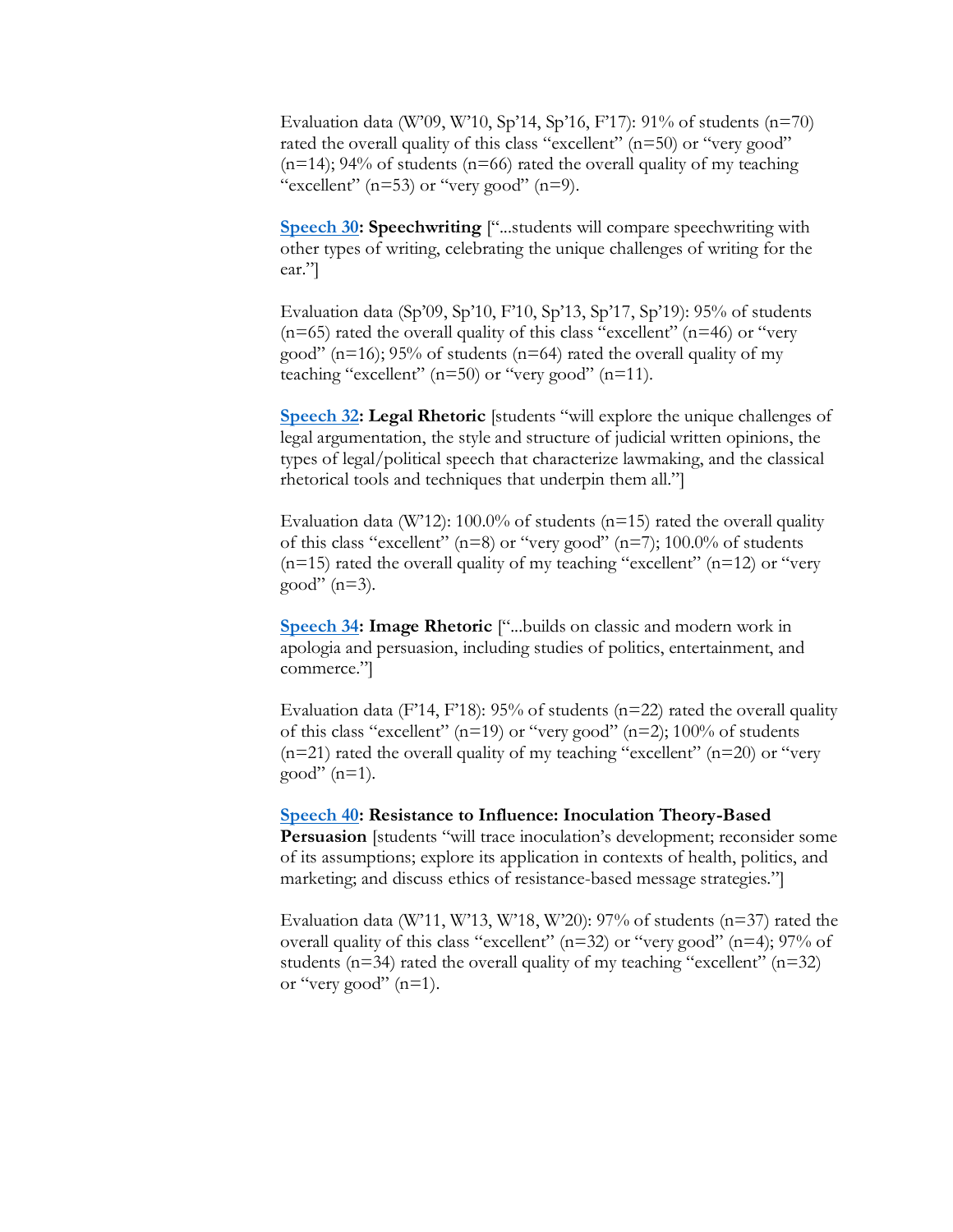Evaluation data (W'09, W'10, Sp'14, Sp'16, F'17): 91% of students (n=70) rated the overall quality of this class "excellent" (n=50) or "very good" (n=14); 94% of students (n=66) rated the overall quality of my teaching "excellent" (n=53) or "very good" (n=9).

**Speech 30: Speechwriting** ["...students will compare speechwriting with other types of writing, celebrating the unique challenges of writing for the ear."]

Evaluation data (Sp'09, Sp'10, F'10, Sp'13, Sp'17, Sp'19): 95% of students (n=65) rated the overall quality of this class "excellent" (n=46) or "very good" (n=16); 95% of students (n=64) rated the overall quality of my teaching "excellent" (n=50) or "very good" (n=11).

**Speech 32: Legal Rhetoric** [students "will explore the unique challenges of legal argumentation, the style and structure of judicial written opinions, the types of legal/political speech that characterize lawmaking, and the classical rhetorical tools and techniques that underpin them all."]

Evaluation data (W'12): 100.0% of students (n=15) rated the overall quality of this class "excellent" (n=8) or "very good" (n=7); 100.0% of students (n=15) rated the overall quality of my teaching "excellent" (n=12) or "very good" (n=3).

**Speech 34: Image Rhetoric** ["...builds on classic and modern work in apologia and persuasion, including studies of politics, entertainment, and commerce."]

Evaluation data (F'14, F'18): 95% of students (n=22) rated the overall quality of this class "excellent" (n=19) or "very good" (n=2); 100% of students (n=21) rated the overall quality of my teaching "excellent" (n=20) or "very good" (n=1).

**Speech 40: Resistance to Influence: Inoculation Theory-Based Persuasion** [students "will trace inoculation's development; reconsider some of its assumptions; explore its application in contexts of health, politics, and marketing; and discuss ethics of resistance-based message strategies."]

Evaluation data (W'11, W'13, W'18, W'20): 97% of students (n=37) rated the overall quality of this class "excellent" (n=32) or "very good" (n=4); 97% of students (n=34) rated the overall quality of my teaching "excellent" (n=32) or "very good" (n=1).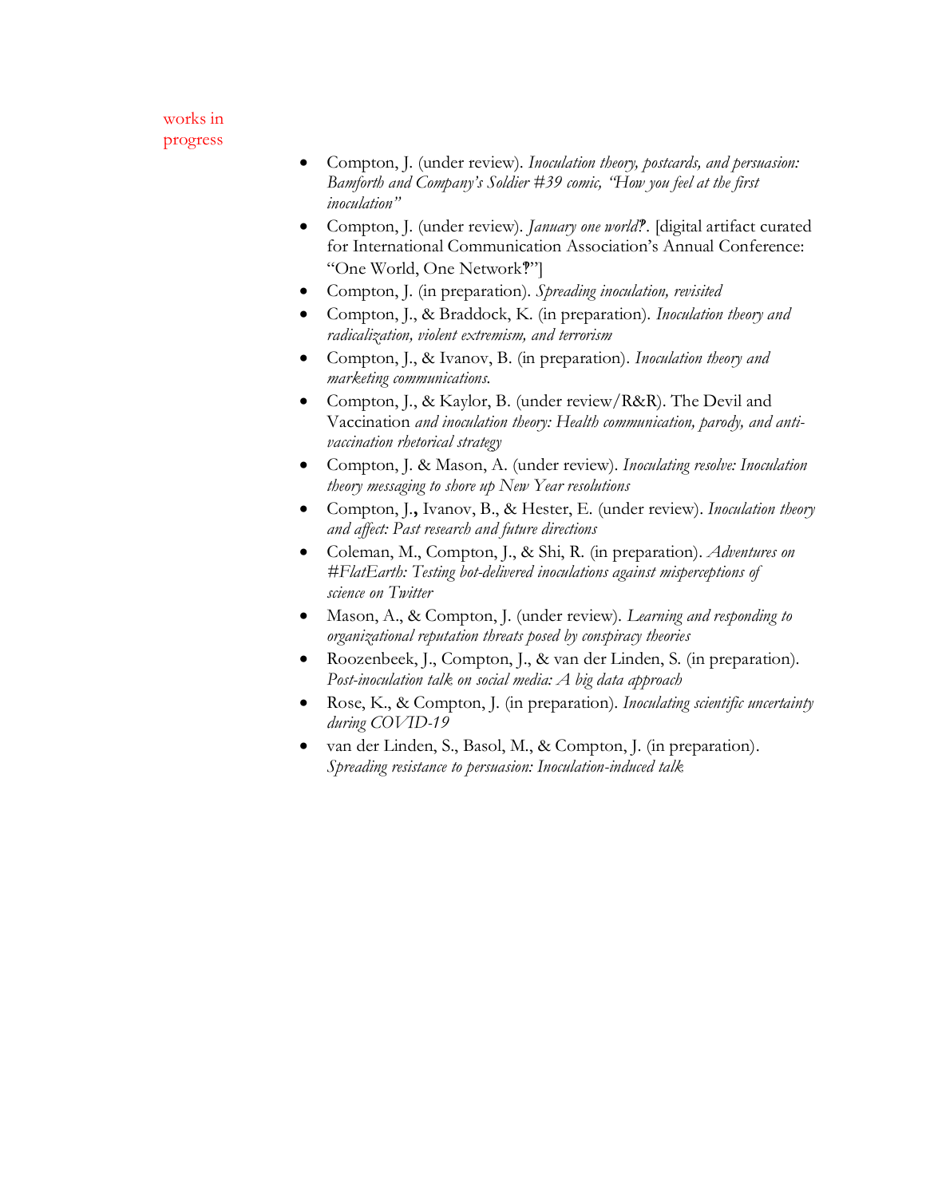## works in progress

- Compton, J. (under review). *Inoculation theory, postcards, and persuasion: Bamforth and Company's Soldier #39 comic, "How you feel at the first inoculation"*
- Compton, J. (under review). *January one world?*. [digital artifact curated for International Communication Association's Annual Conference: "One World, One Network?"]
- Compton, J. (in preparation). *Spreading inoculation, revisited*
- Compton, J., & Braddock, K. (in preparation). *Inoculation theory and radicalization, violent extremism, and terrorism*
- Compton, J., & Ivanov, B. (in preparation). *Inoculation theory and marketing communications.*
- Compton, J., & Kaylor, B. (under review/R&R). The Devil and Vaccination *and inoculation theory: Health communication, parody, and anti-vaccination rhetorical strategy*
- Compton, J. & Mason, A. (under review). *Inoculating resolve: Inoculation theory messaging to shore up New Year resolutions*
- Compton, J., Ivanov, B., & Hester, E. (under review). *Inoculation theory and affect: Past research and future directions*
- Coleman, M., Compton, J., & Shi, R. (in preparation). *Adventures on #FlatEarth: Testing bot-delivered inoculations against misperceptions of science on Twitter*
- Mason, A., & Compton, J. (under review). *Learning and responding to organizational reputation threats posed by conspiracy theories*
- Roozenbeek, J., Compton, J., & van der Linden, S. (in preparation). *Post-inoculation talk on social media: A big data approach*
- Rose, K., & Compton, J. (in preparation). *Inoculating scientific uncertainty during COVID-19*
- van der Linden, S., Basol, M., & Compton, J. (in preparation). *Spreading resistance to persuasion: Inoculation-induced talk*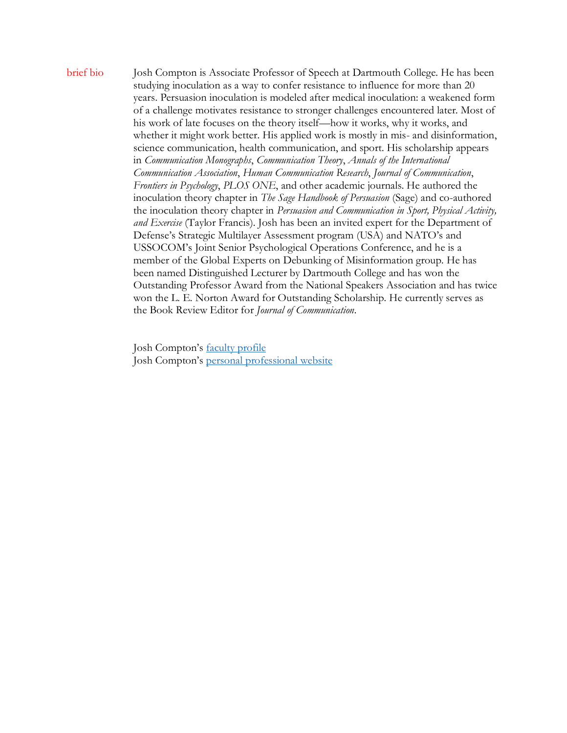brief bio

Josh Compton is Associate Professor of Speech at Dartmouth College. He has been studying inoculation as a way to confer resistance to influence for more than 20 years. Persuasion inoculation is modeled after medical inoculation: a weakened form of a challenge motivates resistance to stronger challenges encountered later. Most of his work of late focuses on the theory itself—how it works, why it works, and whether it might work better. His applied work is mostly in mis- and disinformation, science communication, health communication, and sport. His scholarship appears in *Communication Monographs*, *Communication Theory*, *Annals of the International Communication Association*, *Human Communication Research*, *Journal of Communication*, *Frontiers in Psychology*, *PLOS ONE*, and other academic journals. He authored the inoculation theory chapter in *The Sage Handbook of Persuasion* (Sage) and co-authored the inoculation theory chapter in *Persuasion and Communication in Sport, Physical Activity, and Exercise* (Taylor Francis). Josh has been an invited expert for the Department of Defense's Strategic Multilayer Assessment program (USA) and NATO's and USSOCOM's Joint Senior Psychological Operations Conference, and he is a member of the Global Experts on Debunking of Misinformation group. He has been named Distinguished Lecturer by Dartmouth College and has won the Outstanding Professor Award from the National Speakers Association and has twice won the L. E. Norton Award for Outstanding Scholarship. He currently serves as the Book Review Editor for *Journal of Communication*.

Josh Compton's faculty profile
Josh Compton's personal professional website